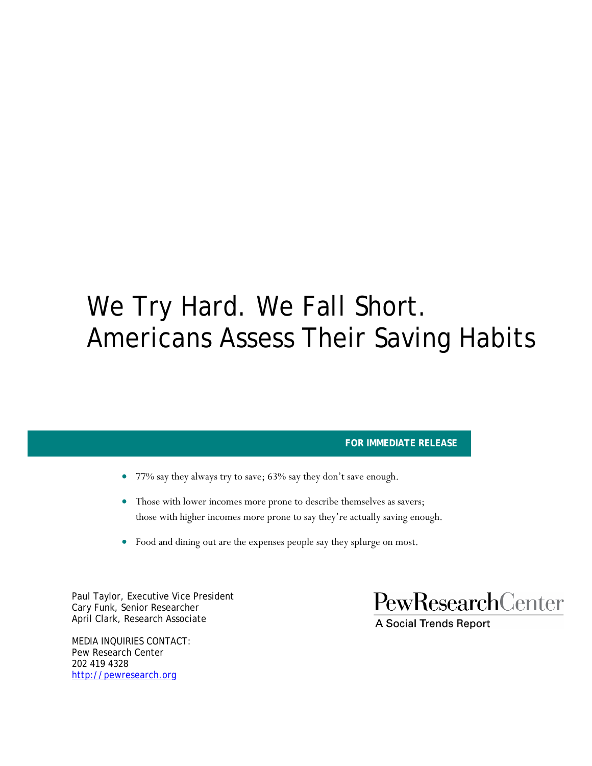# We Try Hard. We Fall Short. Americans Assess Their Saving Habits

**FOR IMMEDIATE RELEASE**

- 77% say they always try to save; 63% say they don't save enough.
- Those with lower incomes more prone to describe themselves as savers; those with higher incomes more prone to say they're actually saving enough.
- Food and dining out are the expenses people say they splurge on most.

Paul Taylor, Executive Vice President
Cary Funk, Senior Researcher
April Clark, Research Associate

MEDIA INQUIRIES CONTACT:
Pew Research Center
202 419 4328
http://pewresearch.org

PewResearchCenter
A Social Trends Report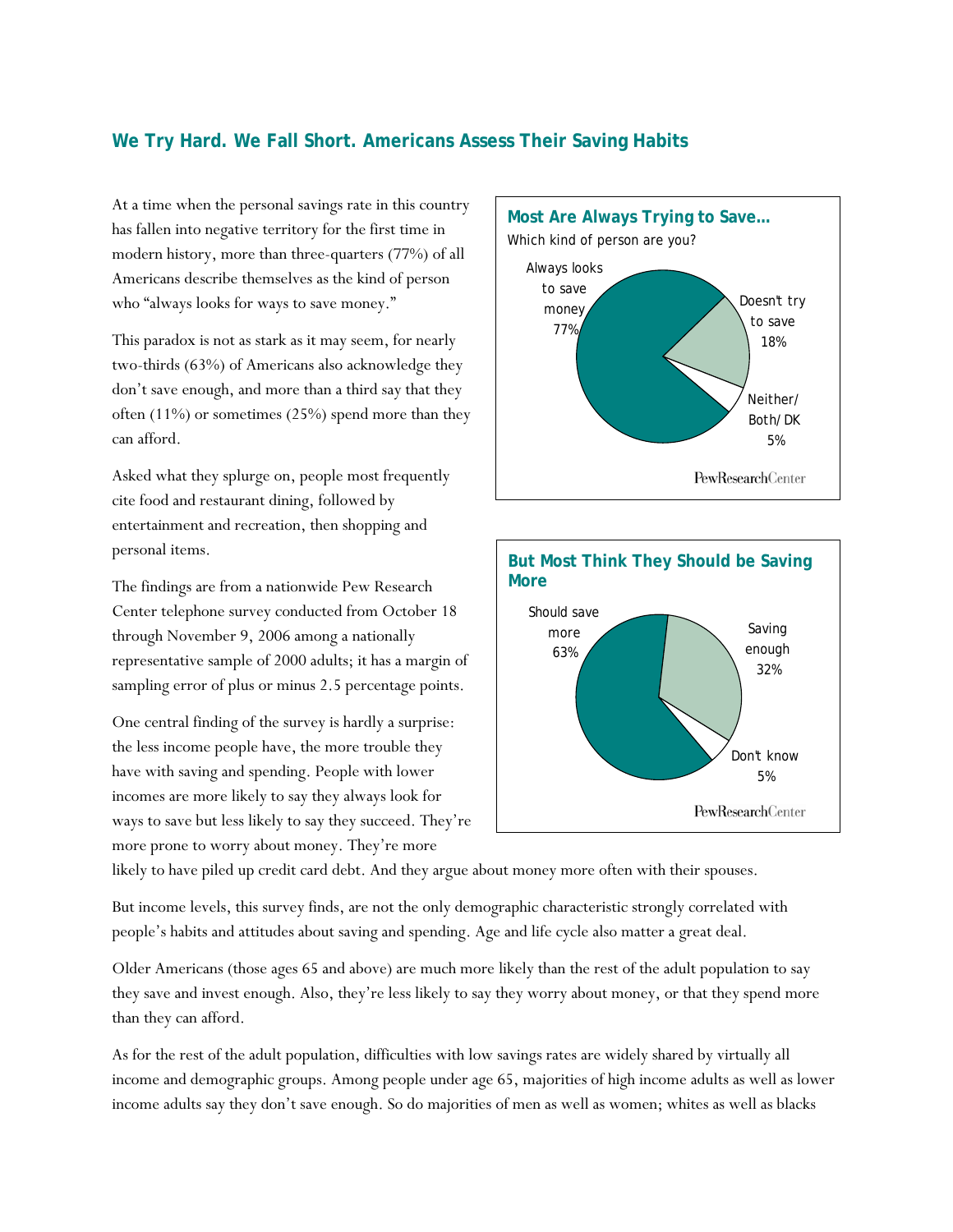## We Try Hard. We Fall Short. Americans Assess Their Saving Habits

At a time when the personal savings rate in this country has fallen into negative territory for the first time in modern history, more than three-quarters (77%) of all Americans describe themselves as the kind of person who "always looks for ways to save money."

This paradox is not as stark as it may seem, for nearly two-thirds (63%) of Americans also acknowledge they don't save enough, and more than a third say that they often (11%) or sometimes (25%) spend more than they can afford.

Asked what they splurge on, people most frequently cite food and restaurant dining, followed by entertainment and recreation, then shopping and personal items.

The findings are from a nationwide Pew Research Center telephone survey conducted from October 18 through November 9, 2006 among a nationally representative sample of 2000 adults; it has a margin of sampling error of plus or minus 2.5 percentage points.

One central finding of the survey is hardly a surprise: the less income people have, the more trouble they have with saving and spending. People with lower incomes are more likely to say they always look for ways to save but less likely to say they succeed. They're more prone to worry about money. They're more likely to have piled up credit card debt. And they argue about money more often with their spouses.

**Most Are Always Trying to Save…**

Which kind of person are you?

| Response | % |
|---|---|
| Always looks to save money | 77% |
| Doesn't try to save | 18% |
| Neither/Both/DK | 5% |

PewResearchCenter

**But Most Think They Should be Saving More**

| Response | % |
|---|---|
| Should save more | 63% |
| Saving enough | 32% |
| Don't know | 5% |

PewResearchCenter

But income levels, this survey finds, are not the only demographic characteristic strongly correlated with people's habits and attitudes about saving and spending. Age and life cycle also matter a great deal.

Older Americans (those ages 65 and above) are much more likely than the rest of the adult population to say they save and invest enough. Also, they're less likely to say they worry about money, or that they spend more than they can afford.

As for the rest of the adult population, difficulties with low savings rates are widely shared by virtually all income and demographic groups. Among people under age 65, majorities of high income adults as well as lower income adults say they don't save enough. So do majorities of men as well as women; whites as well as blacks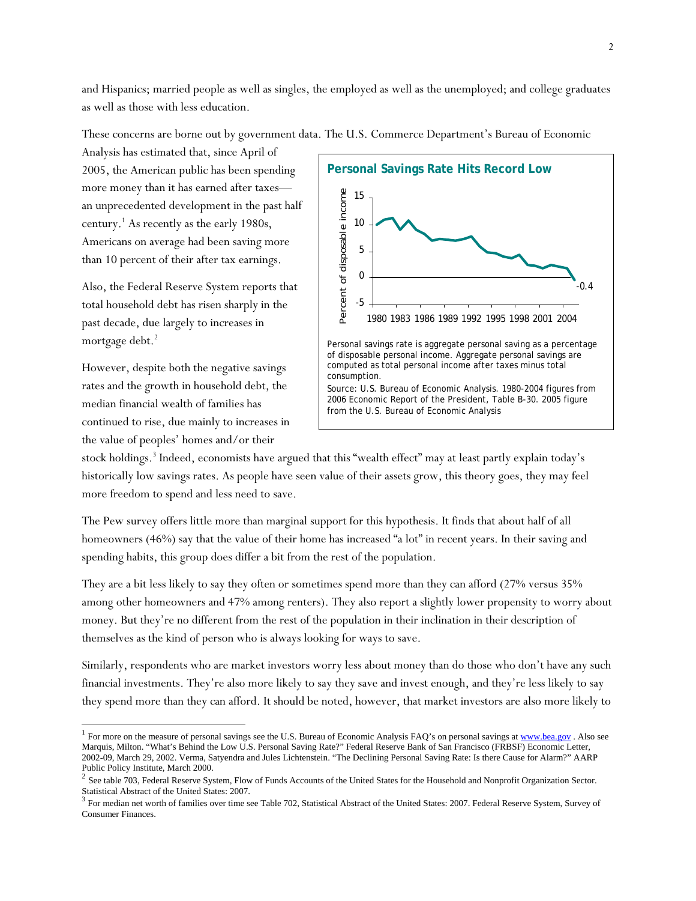and Hispanics; married people as well as singles, the employed as well as the unemployed; and college graduates as well as those with less education.

These concerns are borne out by government data. The U.S. Commerce Department's Bureau of Economic Analysis has estimated that, since April of 2005, the American public has been spending more money than it has earned after taxes—an unprecedented development in the past half century.[1] As recently as the early 1980s, Americans on average had been saving more than 10 percent of their after tax earnings.

**Personal Savings Rate Hits Record Low**

Personal savings rate is aggregate personal saving as a percentage of disposable personal income. Aggregate personal savings are computed as total personal income after taxes minus total consumption.

Source: U.S. Bureau of Economic Analysis. 1980-2004 figures from 2006 Economic Report of the President, Table B-30. 2005 figure from the U.S. Bureau of Economic Analysis

Also, the Federal Reserve System reports that total household debt has risen sharply in the past decade, due largely to increases in mortgage debt.[2]

However, despite both the negative savings rates and the growth in household debt, the median financial wealth of families has continued to rise, due mainly to increases in the value of peoples' homes and/or their stock holdings.[3] Indeed, economists have argued that this "wealth effect" may at least partly explain today's historically low savings rates. As people have seen value of their assets grow, this theory goes, they may feel more freedom to spend and less need to save.

The Pew survey offers little more than marginal support for this hypothesis. It finds that about half of all homeowners (46%) say that the value of their home has increased "a lot" in recent years. In their saving and spending habits, this group does differ a bit from the rest of the population.

They are a bit less likely to say they often or sometimes spend more than they can afford (27% versus 35% among other homeowners and 47% among renters). They also report a slightly lower propensity to worry about money. But they're no different from the rest of the population in their inclination in their description of themselves as the kind of person who is always looking for ways to save.

Similarly, respondents who are market investors worry less about money than do those who don't have any such financial investments. They're also more likely to say they save and invest enough, and they're less likely to say they spend more than they can afford. It should be noted, however, that market investors are also more likely to

---

[1] For more on the measure of personal savings see the U.S. Bureau of Economic Analysis FAQ's on personal savings at www.bea.gov . Also see Marquis, Milton. "What's Behind the Low U.S. Personal Saving Rate?" Federal Reserve Bank of San Francisco (FRBSF) Economic Letter, 2002-09, March 29, 2002. Verma, Satyendra and Jules Lichtenstein. "The Declining Personal Saving Rate: Is there Cause for Alarm?" AARP Public Policy Institute, March 2000.

[2] See table 703, Federal Reserve System, Flow of Funds Accounts of the United States for the Household and Nonprofit Organization Sector. Statistical Abstract of the United States: 2007.

[3] For median net worth of families over time see Table 702, Statistical Abstract of the United States: 2007. Federal Reserve System, Survey of Consumer Finances.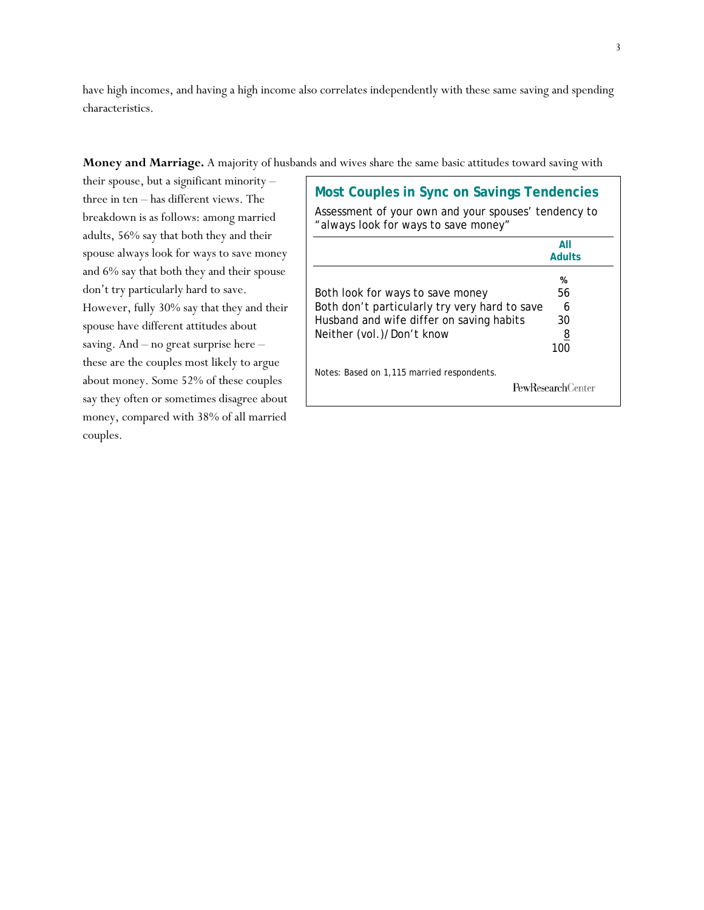have high incomes, and having a high income also correlates independently with these same saving and spending characteristics.

**Money and Marriage.** A majority of husbands and wives share the same basic attitudes toward saving with their spouse, but a significant minority – three in ten – has different views. The breakdown is as follows: among married adults, 56% say that both they and their spouse always look for ways to save money and 6% say that both they and their spouse don't try particularly hard to save. However, fully 30% say that they and their spouse have different attitudes about saving. And – no great surprise here – these are the couples most likely to argue about money. Some 52% of these couples say they often or sometimes disagree about money, compared with 38% of all married couples.

**Most Couples in Sync on Savings Tendencies**

Assessment of your own and your spouses' tendency to "always look for ways to save money"

| | All Adults |
|---|---|
| | % |
| Both look for ways to save money | 56 |
| Both don't particularly try very hard to save | 6 |
| Husband and wife differ on saving habits | 30 |
| Neither (vol.)/Don't know | 8 |
| | 100 |

Notes: Based on 1,115 married respondents.

PewResearchCenter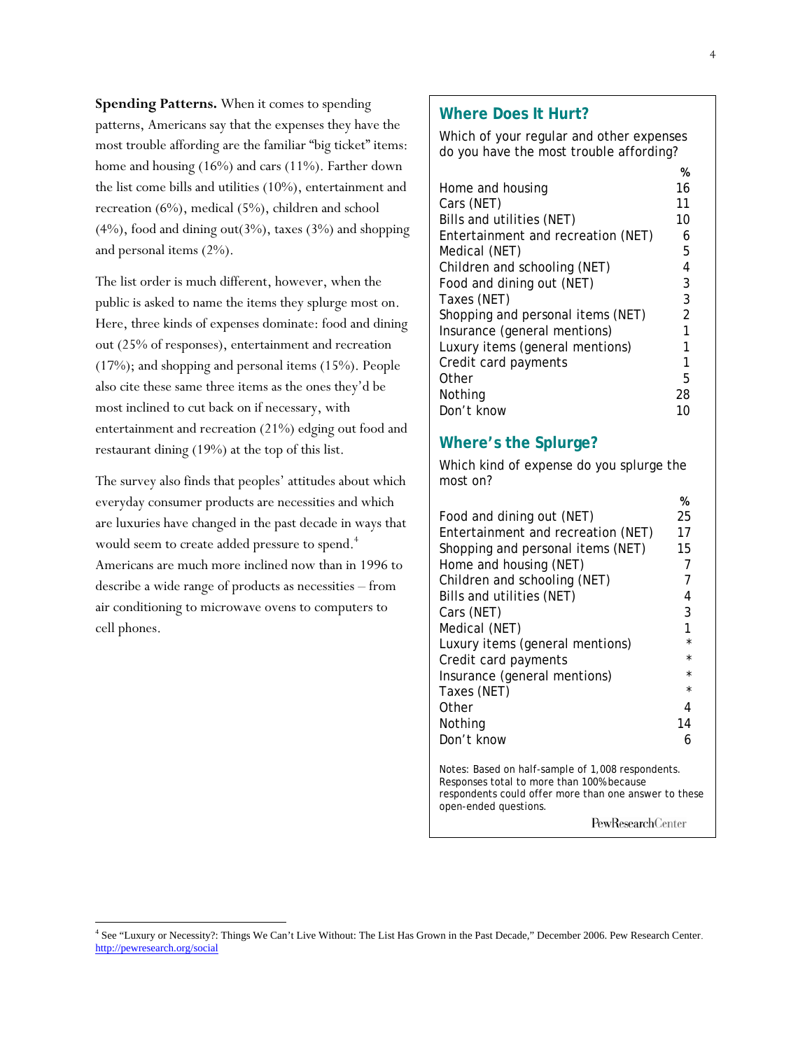**Spending Patterns.** When it comes to spending patterns, Americans say that the expenses they have the most trouble affording are the familiar "big ticket" items: home and housing (16%) and cars (11%). Farther down the list come bills and utilities (10%), entertainment and recreation (6%), medical (5%), children and school (4%), food and dining out(3%), taxes (3%) and shopping and personal items (2%).

The list order is much different, however, when the public is asked to name the items they splurge most on. Here, three kinds of expenses dominate: food and dining out (25% of responses), entertainment and recreation (17%); and shopping and personal items (15%). People also cite these same three items as the ones they'd be most inclined to cut back on if necessary, with entertainment and recreation (21%) edging out food and restaurant dining (19%) at the top of this list.

The survey also finds that peoples' attitudes about which everyday consumer products are necessities and which are luxuries have changed in the past decade in ways that would seem to create added pressure to spend.[4] Americans are much more inclined now than in 1996 to describe a wide range of products as necessities – from air conditioning to microwave ovens to computers to cell phones.

## Where Does It Hurt?

Which of your regular and other expenses do you have the most trouble affording?

| | % |
|---|---|
| Home and housing | 16 |
| Cars (NET) | 11 |
| Bills and utilities (NET) | 10 |
| Entertainment and recreation (NET) | 6 |
| Medical (NET) | 5 |
| Children and schooling (NET) | 4 |
| Food and dining out (NET) | 3 |
| Taxes (NET) | 3 |
| Shopping and personal items (NET) | 2 |
| Insurance (general mentions) | 1 |
| Luxury items (general mentions) | 1 |
| Credit card payments | 1 |
| Other | 5 |
| Nothing | 28 |
| Don't know | 10 |

## Where's the Splurge?

Which kind of expense do you splurge the most on?

| | % |
|---|---|
| Food and dining out (NET) | 25 |
| Entertainment and recreation (NET) | 17 |
| Shopping and personal items (NET) | 15 |
| Home and housing (NET) | 7 |
| Children and schooling (NET) | 7 |
| Bills and utilities (NET) | 4 |
| Cars (NET) | 3 |
| Medical (NET) | 1 |
| Luxury items (general mentions) | * |
| Credit card payments | * |
| Insurance (general mentions) | * |
| Taxes (NET) | * |
| Other | 4 |
| Nothing | 14 |
| Don't know | 6 |

Notes: Based on half-sample of 1,008 respondents. Responses total to more than 100% because respondents could offer more than one answer to these open-ended questions.

PewResearchCenter

[4] See "Luxury or Necessity?: Things We Can't Live Without: The List Has Grown in the Past Decade," December 2006. Pew Research Center. http://pewresearch.org/social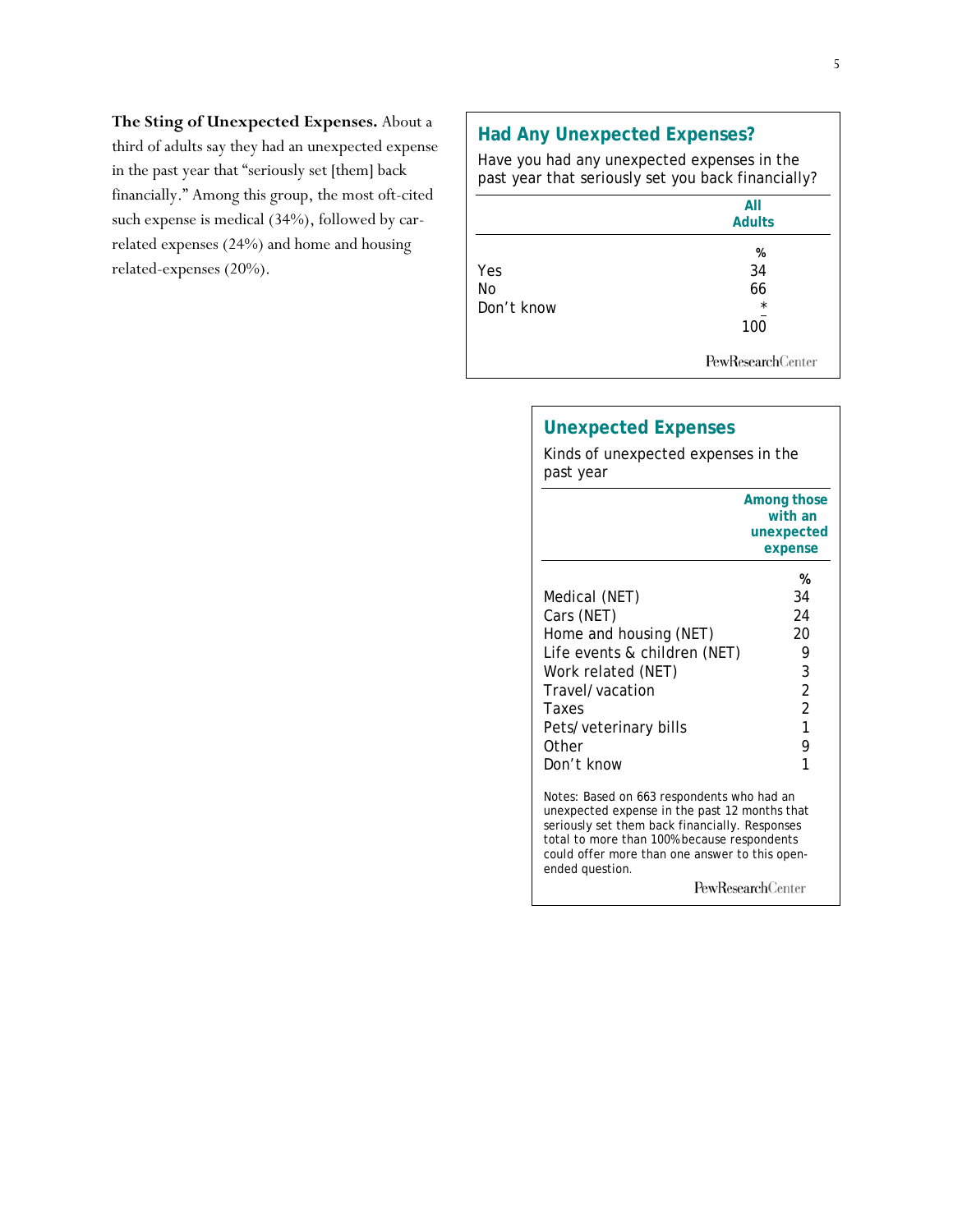**The Sting of Unexpected Expenses.** About a third of adults say they had an unexpected expense in the past year that "seriously set [them] back financially." Among this group, the most oft-cited such expense is medical (34%), followed by car-related expenses (24%) and home and housing related-expenses (20%).

### Had Any Unexpected Expenses?

Have you had any unexpected expenses in the past year that seriously set you back financially?

| | All Adults |
|---|---|
| | % |
| Yes | 34 |
| No | 66 |
| Don't know | * |
| | 100 |

PewResearchCenter

### Unexpected Expenses

Kinds of unexpected expenses in the past year

| | Among those with an unexpected expense |
|---|---|
| | % |
| Medical (NET) | 34 |
| Cars (NET) | 24 |
| Home and housing (NET) | 20 |
| Life events & children (NET) | 9 |
| Work related (NET) | 3 |
| Travel/vacation | 2 |
| Taxes | 2 |
| Pets/veterinary bills | 1 |
| Other | 9 |
| Don't know | 1 |

Notes: Based on 663 respondents who had an unexpected expense in the past 12 months that seriously set them back financially. Responses total to more than 100% because respondents could offer more than one answer to this open-ended question.

PewResearchCenter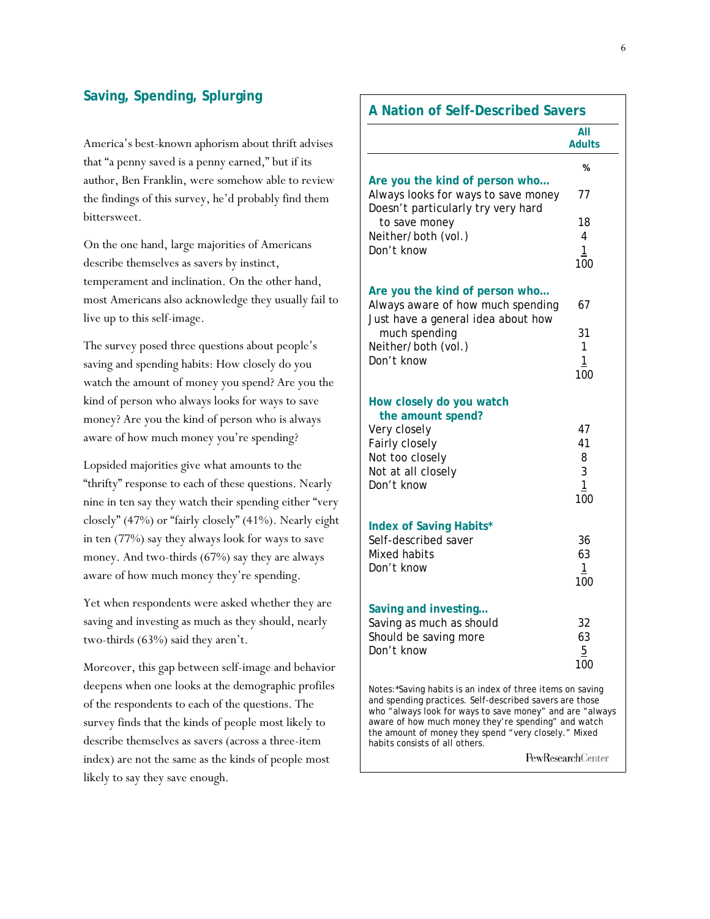## Saving, Spending, Splurging

America's best-known aphorism about thrift advises that "a penny saved is a penny earned," but if its author, Ben Franklin, were somehow able to review the findings of this survey, he'd probably find them bittersweet.

On the one hand, large majorities of Americans describe themselves as savers by instinct, temperament and inclination. On the other hand, most Americans also acknowledge they usually fail to live up to this self-image.

The survey posed three questions about people's saving and spending habits: How closely do you watch the amount of money you spend? Are you the kind of person who always looks for ways to save money? Are you the kind of person who is always aware of how much money you're spending?

Lopsided majorities give what amounts to the "thrifty" response to each of these questions. Nearly nine in ten say they watch their spending either "very closely" (47%) or "fairly closely" (41%). Nearly eight in ten (77%) say they always look for ways to save money. And two-thirds (67%) say they are always aware of how much money they're spending.

Yet when respondents were asked whether they are saving and investing as much as they should, nearly two-thirds (63%) said they aren't.

Moreover, this gap between self-image and behavior deepens when one looks at the demographic profiles of the respondents to each of the questions. The survey finds that the kinds of people most likely to describe themselves as savers (across a three-item index) are not the same as the kinds of people most likely to say they save enough.

### A Nation of Self-Described Savers

| | All Adults |
|---|---|
| | % |
| **Are you the kind of person who…** | |
| Always looks for ways to save money | 77 |
| Doesn't particularly try very hard to save money | 18 |
| Neither/both (vol.) | 4 |
| Don't know | 1 |
| | 100 |
| **Are you the kind of person who…** | |
| Always aware of how much spending | 67 |
| Just have a general idea about how much spending | 31 |
| Neither/both (vol.) | 1 |
| Don't know | 1 |
| | 100 |
| **How closely do you watch the amount spend?** | |
| Very closely | 47 |
| Fairly closely | 41 |
| Not too closely | 8 |
| Not at all closely | 3 |
| Don't know | 1 |
| | 100 |
| **Index of Saving Habits*** | |
| Self-described saver | 36 |
| Mixed habits | 63 |
| Don't know | 1 |
| | 100 |
| **Saving and investing…** | |
| Saving as much as should | 32 |
| Should be saving more | 63 |
| Don't know | 5 |
| | 100 |

Notes:*Saving habits is an index of three items on saving and spending practices. Self-described savers are those who "always look for ways to save money" and are "always aware of how much money they're spending" and watch the amount of money they spend "very closely." Mixed habits consists of all others.

PewResearchCenter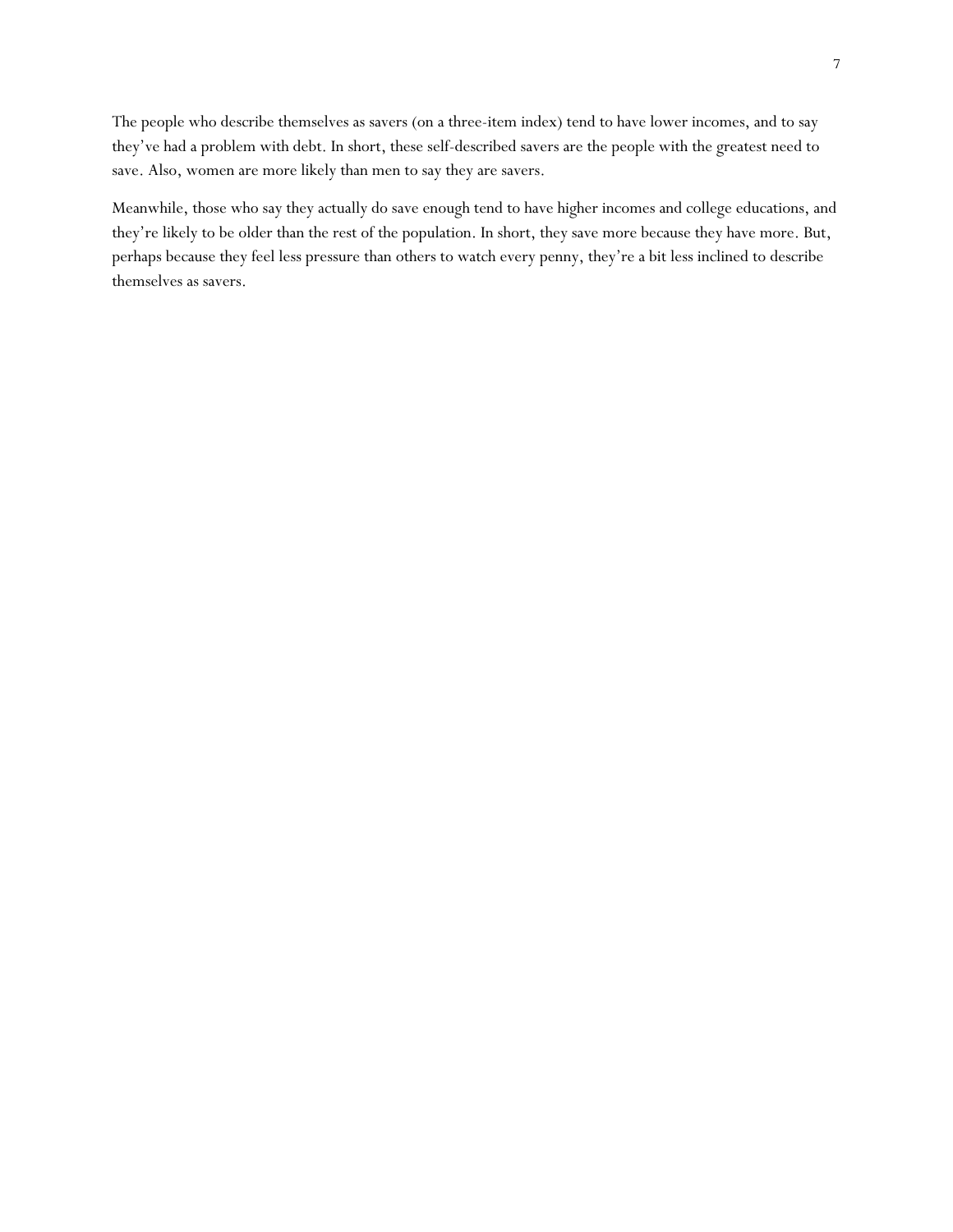The people who describe themselves as savers (on a three-item index) tend to have lower incomes, and to say they've had a problem with debt. In short, these self-described savers are the people with the greatest need to save. Also, women are more likely than men to say they are savers.

Meanwhile, those who say they actually do save enough tend to have higher incomes and college educations, and they're likely to be older than the rest of the population. In short, they save more because they have more. But, perhaps because they feel less pressure than others to watch every penny, they're a bit less inclined to describe themselves as savers.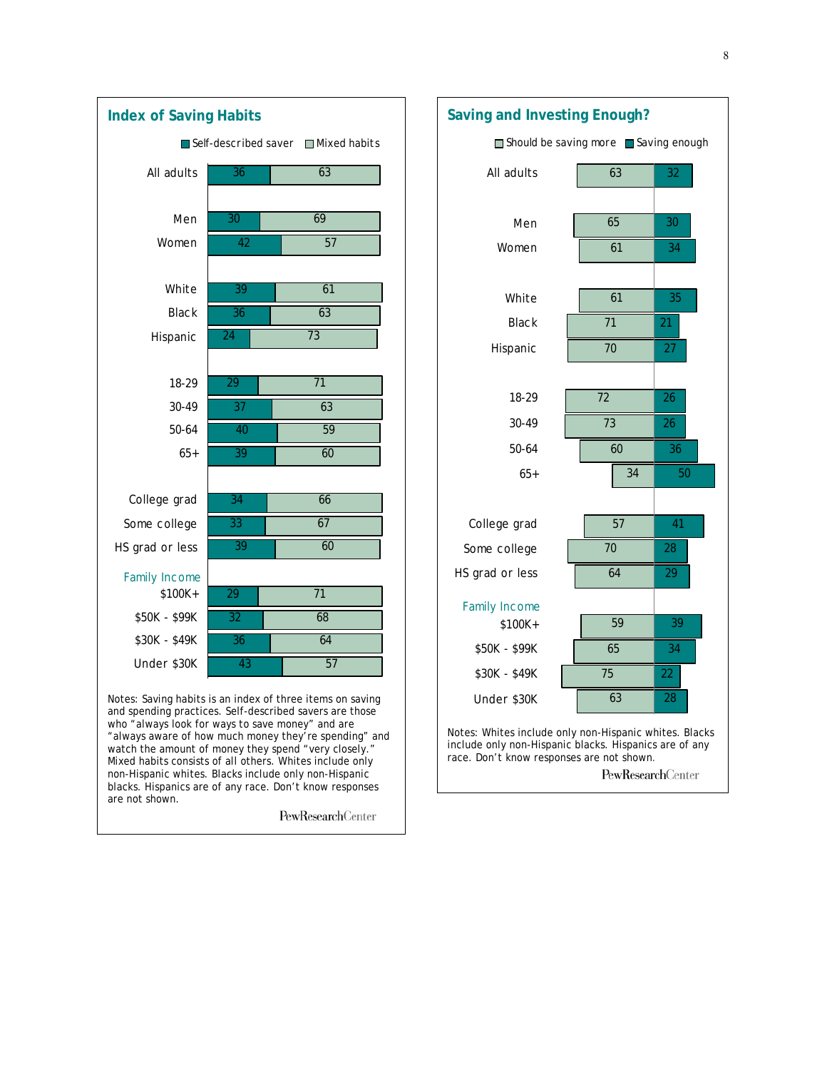## Index of Saving Habits

| | Self-described saver | Mixed habits |
|---|---|---|
| All adults | 36 | 63 |
| Men | 30 | 69 |
| Women | 42 | 57 |
| White | 39 | 61 |
| Black | 36 | 63 |
| Hispanic | 24 | 73 |
| 18-29 | 29 | 71 |
| 30-49 | 37 | 63 |
| 50-64 | 40 | 59 |
| 65+ | 39 | 60 |
| College grad | 34 | 66 |
| Some college | 33 | 67 |
| HS grad or less | 39 | 60 |
| **Family Income** | | |
| $100K+ | 29 | 71 |
| $50K - $99K | 32 | 68 |
| $30K - $49K | 36 | 64 |
| Under $30K | 43 | 57 |

Notes: Saving habits is an index of three items on saving and spending practices. Self-described savers are those who "always look for ways to save money" and are "always aware of how much money they're spending" and watch the amount of money they spend "very closely." Mixed habits consists of all others. Whites include only non-Hispanic whites. Blacks include only non-Hispanic blacks. Hispanics are of any race. Don't know responses are not shown.

PewResearchCenter

## Saving and Investing Enough?

| | Should be saving more | Saving enough |
|---|---|---|
| All adults | 63 | 32 |
| Men | 65 | 30 |
| Women | 61 | 34 |
| White | 61 | 35 |
| Black | 71 | 21 |
| Hispanic | 70 | 27 |
| 18-29 | 72 | 26 |
| 30-49 | 73 | 26 |
| 50-64 | 60 | 36 |
| 65+ | 34 | 50 |
| College grad | 57 | 41 |
| Some college | 70 | 28 |
| HS grad or less | 64 | 29 |
| **Family Income** | | |
| $100K+ | 59 | 39 |
| $50K - $99K | 65 | 34 |
| $30K - $49K | 75 | 22 |
| Under $30K | 63 | 28 |

Notes: Whites include only non-Hispanic whites. Blacks include only non-Hispanic blacks. Hispanics are of any race. Don't know responses are not shown.

PewResearchCenter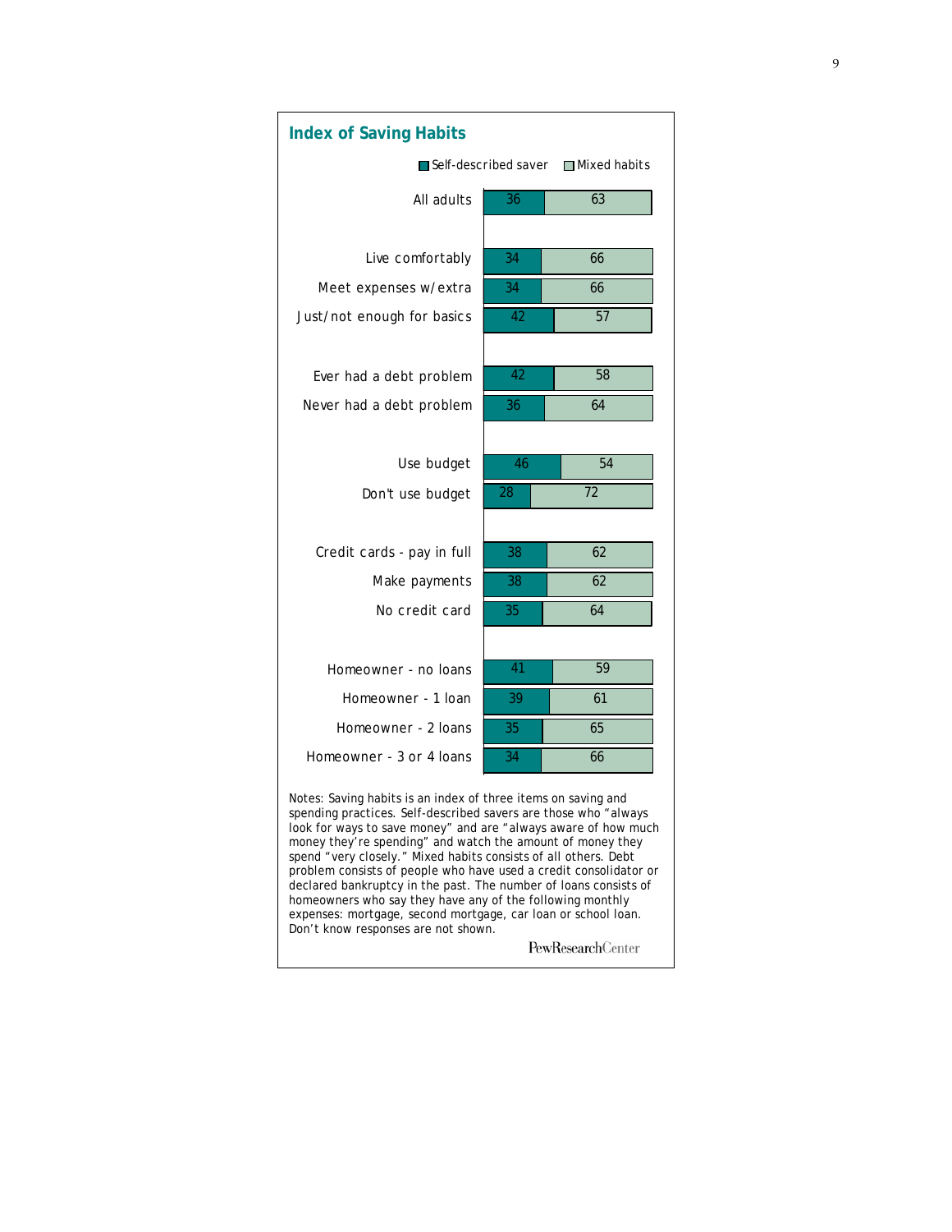## Index of Saving Habits

| | Self-described saver | Mixed habits |
|---|---|---|
| All adults | 36 | 63 |
| Live comfortably | 34 | 66 |
| Meet expenses w/extra | 34 | 66 |
| Just/not enough for basics | 42 | 57 |
| Ever had a debt problem | 42 | 58 |
| Never had a debt problem | 36 | 64 |
| Use budget | 46 | 54 |
| Don't use budget | 28 | 72 |
| Credit cards - pay in full | 38 | 62 |
| Make payments | 38 | 62 |
| No credit card | 35 | 64 |
| Homeowner - no loans | 41 | 59 |
| Homeowner - 1 loan | 39 | 61 |
| Homeowner - 2 loans | 35 | 65 |
| Homeowner - 3 or 4 loans | 34 | 66 |

Notes: Saving habits is an index of three items on saving and spending practices. Self-described savers are those who "always look for ways to save money" and are "always aware of how much money they're spending" and watch the amount of money they spend "very closely." Mixed habits consists of all others. Debt problem consists of people who have used a credit consolidator or declared bankruptcy in the past. The number of loans consists of homeowners who say they have any of the following monthly expenses: mortgage, second mortgage, car loan or school loan. Don't know responses are not shown.

PewResearchCenter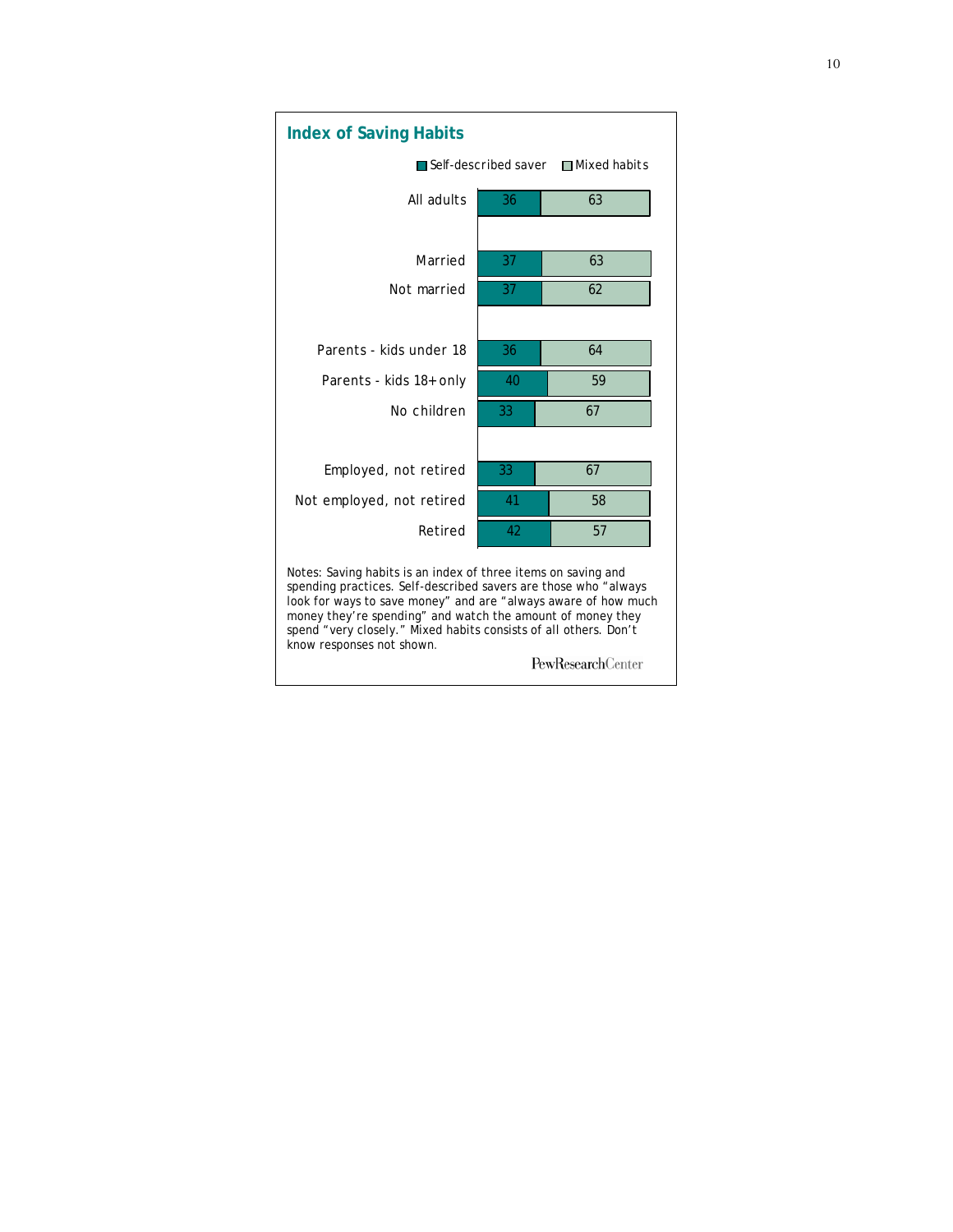## Index of Saving Habits

| | Self-described saver | Mixed habits |
|---|---|---|
| All adults | 36 | 63 |
| Married | 37 | 63 |
| Not married | 37 | 62 |
| Parents - kids under 18 | 36 | 64 |
| Parents - kids 18+ only | 40 | 59 |
| No children | 33 | 67 |
| Employed, not retired | 33 | 67 |
| Not employed, not retired | 41 | 58 |
| Retired | 42 | 57 |

Notes: Saving habits is an index of three items on saving and spending practices. Self-described savers are those who "always look for ways to save money" and are "always aware of how much money they're spending" and watch the amount of money they spend "very closely." Mixed habits consists of all others. Don't know responses not shown.

PewResearchCenter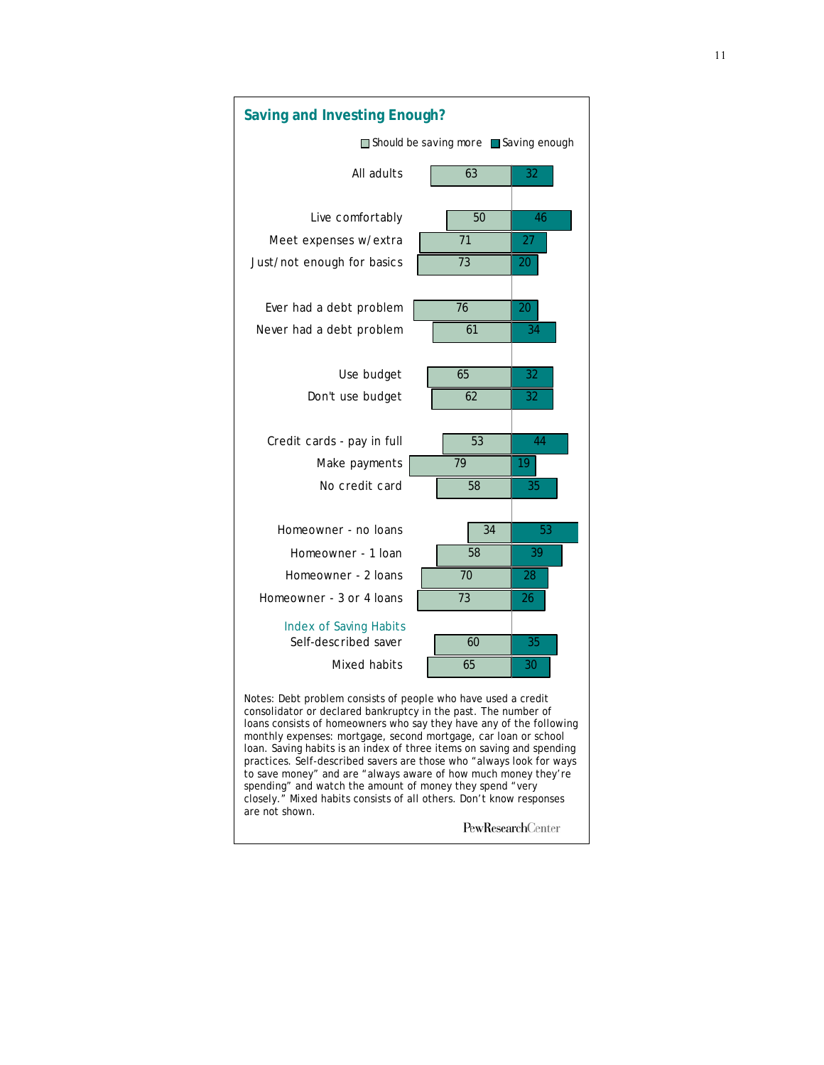## Saving and Investing Enough?

| | Should be saving more | Saving enough |
|---|---|---|
| All adults | 63 | 32 |
| Live comfortably | 50 | 46 |
| Meet expenses w/extra | 71 | 27 |
| Just/not enough for basics | 73 | 20 |
| Ever had a debt problem | 76 | 20 |
| Never had a debt problem | 61 | 34 |
| Use budget | 65 | 32 |
| Don't use budget | 62 | 32 |
| Credit cards - pay in full | 53 | 44 |
| Make payments | 79 | 19 |
| No credit card | 58 | 35 |
| Homeowner - no loans | 34 | 53 |
| Homeowner - 1 loan | 58 | 39 |
| Homeowner - 2 loans | 70 | 28 |
| Homeowner - 3 or 4 loans | 73 | 26 |
| *Index of Saving Habits* | | |
| Self-described saver | 60 | 35 |
| Mixed habits | 65 | 30 |

Notes: Debt problem consists of people who have used a credit consolidator or declared bankruptcy in the past. The number of loans consists of homeowners who say they have any of the following monthly expenses: mortgage, second mortgage, car loan or school loan. Saving habits is an index of three items on saving and spending practices. Self-described savers are those who "always look for ways to save money" and are "always aware of how much money they're spending" and watch the amount of money they spend "very closely." Mixed habits consists of all others. Don't know responses are not shown.

PewResearchCenter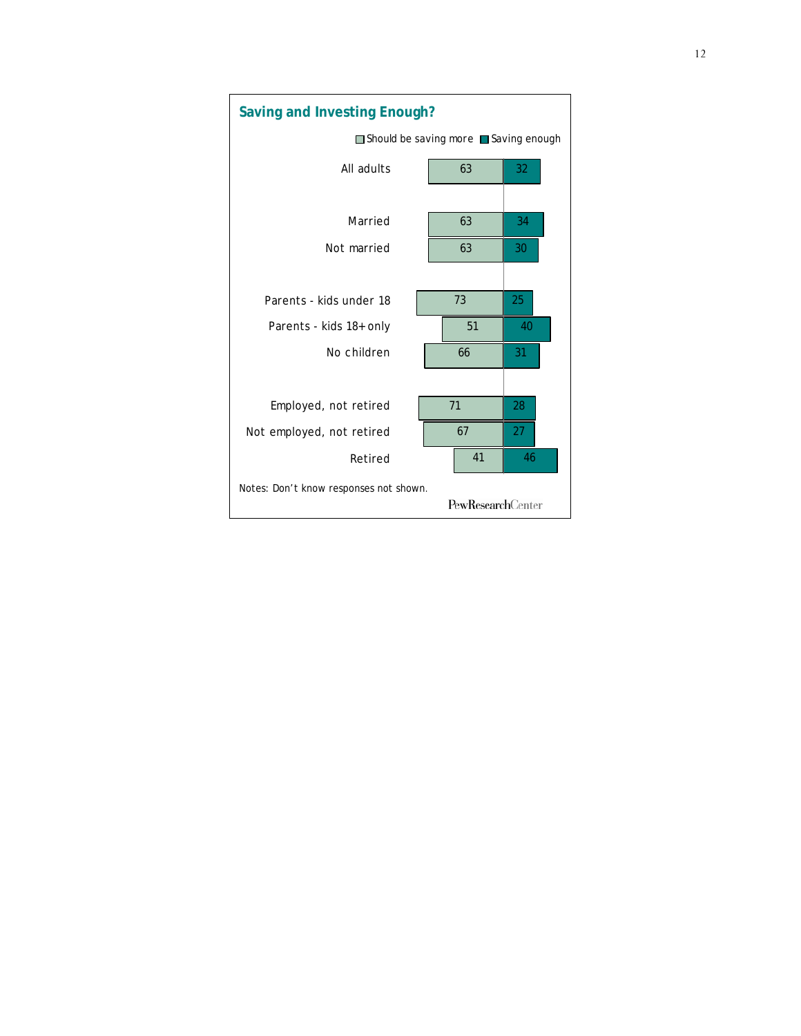## Saving and Investing Enough?

| | Should be saving more | Saving enough |
|---|---|---|
| All adults | 63 | 32 |
| Married | 63 | 34 |
| Not married | 63 | 30 |
| Parents - kids under 18 | 73 | 25 |
| Parents - kids 18+ only | 51 | 40 |
| No children | 66 | 31 |
| Employed, not retired | 71 | 28 |
| Not employed, not retired | 67 | 27 |
| Retired | 41 | 46 |

Notes: Don't know responses not shown.

PewResearchCenter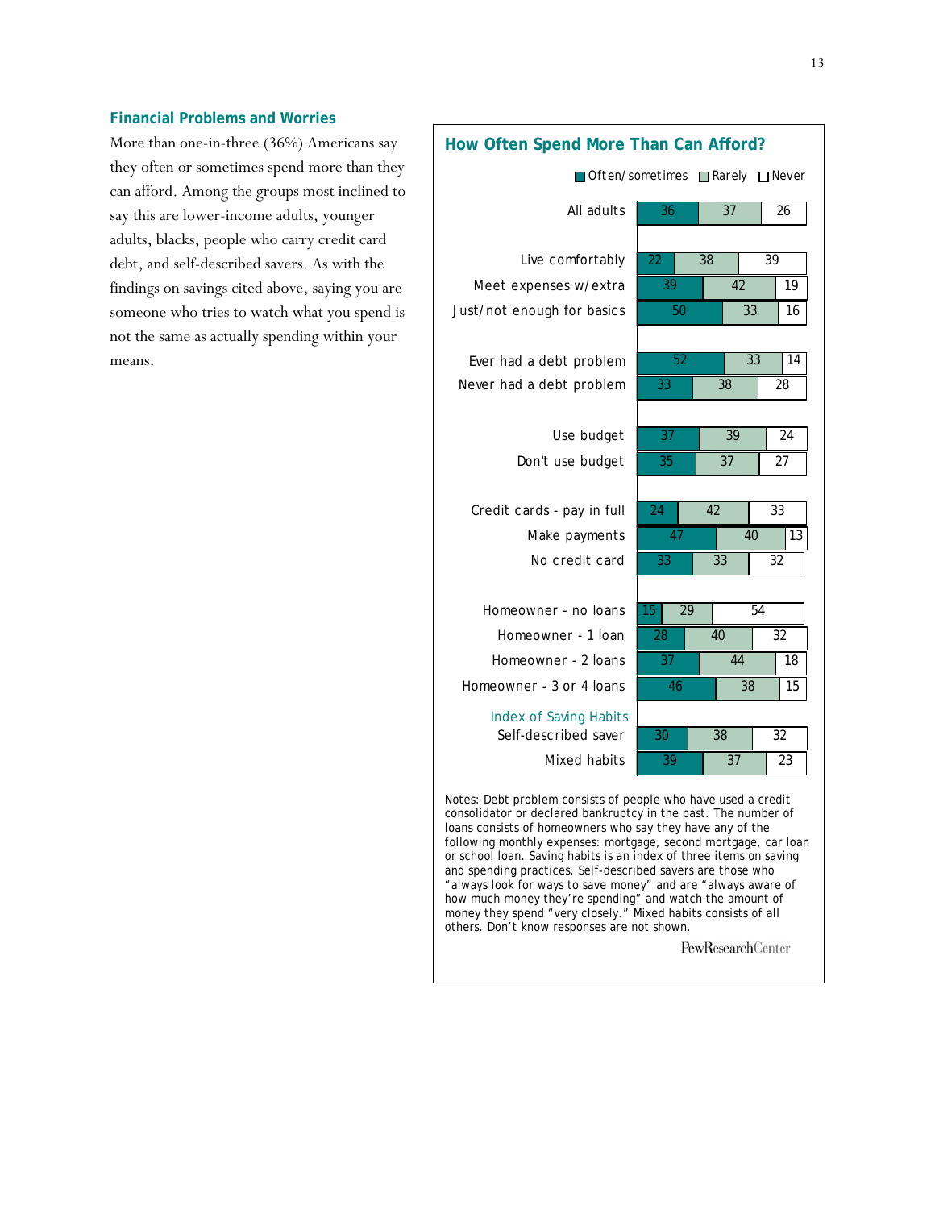### Financial Problems and Worries

More than one-in-three (36%) Americans say they often or sometimes spend more than they can afford. Among the groups most inclined to say this are lower-income adults, younger adults, blacks, people who carry credit card debt, and self-described savers. As with the findings on savings cited above, saying you are someone who tries to watch what you spend is not the same as actually spending within your means.

### How Often Spend More Than Can Afford?

| | Often/sometimes | Rarely | Never |
|---|---|---|---|
| All adults | 36 | 37 | 26 |
| Live comfortably | 22 | 38 | 39 |
| Meet expenses w/extra | 39 | 42 | 19 |
| Just/not enough for basics | 50 | 33 | 16 |
| Ever had a debt problem | 52 | 33 | 14 |
| Never had a debt problem | 33 | 38 | 28 |
| Use budget | 37 | 39 | 24 |
| Don't use budget | 35 | 37 | 27 |
| Credit cards - pay in full | 24 | 42 | 33 |
| Make payments | 47 | 40 | 13 |
| No credit card | 33 | 33 | 32 |
| Homeowner - no loans | 15 | 29 | 54 |
| Homeowner - 1 loan | 28 | 40 | 32 |
| Homeowner - 2 loans | 37 | 44 | 18 |
| Homeowner - 3 or 4 loans | 46 | 38 | 15 |
| *Index of Saving Habits* | | | |
| Self-described saver | 30 | 38 | 32 |
| Mixed habits | 39 | 37 | 23 |

Notes: Debt problem consists of people who have used a credit consolidator or declared bankruptcy in the past. The number of loans consists of homeowners who say they have any of the following monthly expenses: mortgage, second mortgage, car loan or school loan. Saving habits is an index of three items on saving and spending practices. Self-described savers are those who "always look for ways to save money" and are "always aware of how much money they're spending" and watch the amount of money they spend "very closely." Mixed habits consists of all others. Don't know responses are not shown.

PewResearchCenter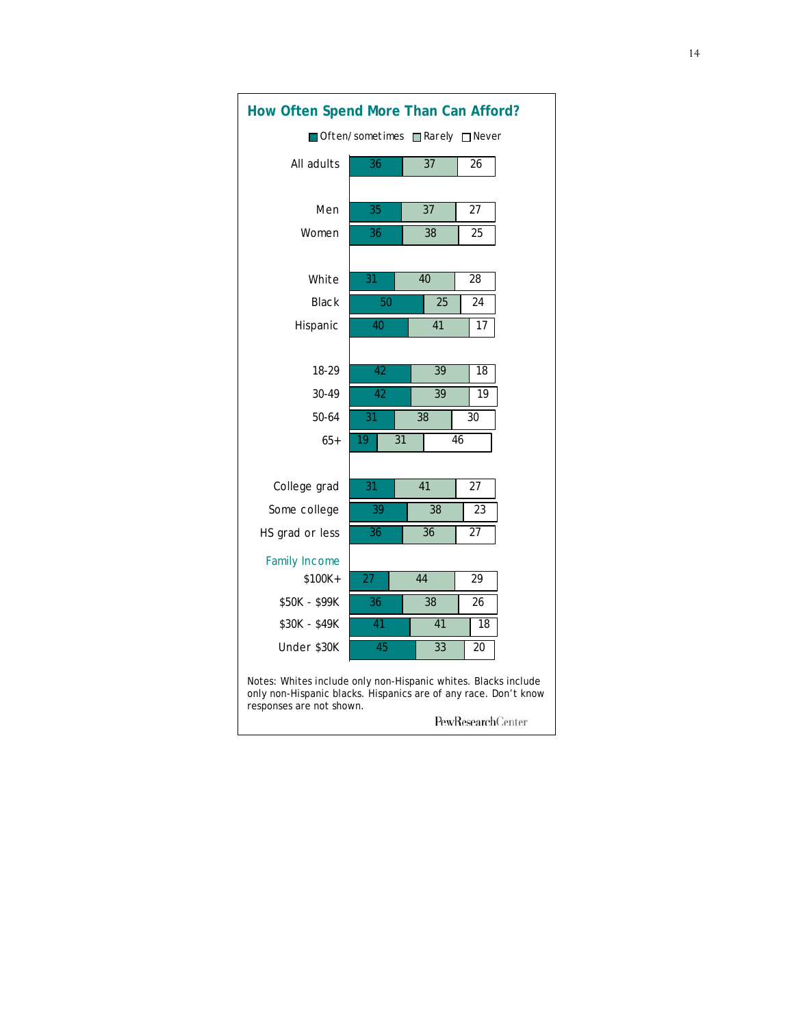## How Often Spend More Than Can Afford?

| | Often/sometimes | Rarely | Never |
|---|---|---|---|
| All adults | 36 | 37 | 26 |
| Men | 35 | 37 | 27 |
| Women | 36 | 38 | 25 |
| White | 31 | 40 | 28 |
| Black | 50 | 25 | 24 |
| Hispanic | 40 | 41 | 17 |
| 18-29 | 42 | 39 | 18 |
| 30-49 | 42 | 39 | 19 |
| 50-64 | 31 | 38 | 30 |
| 65+ | 19 | 31 | 46 |
| College grad | 31 | 41 | 27 |
| Some college | 39 | 38 | 23 |
| HS grad or less | 36 | 36 | 27 |
| **Family Income** | | | |
| $100K+ | 27 | 44 | 29 |
| $50K - $99K | 36 | 38 | 26 |
| $30K - $49K | 41 | 41 | 18 |
| Under $30K | 45 | 33 | 20 |

Notes: Whites include only non-Hispanic whites. Blacks include only non-Hispanic blacks. Hispanics are of any race. Don't know responses are not shown.

PewResearchCenter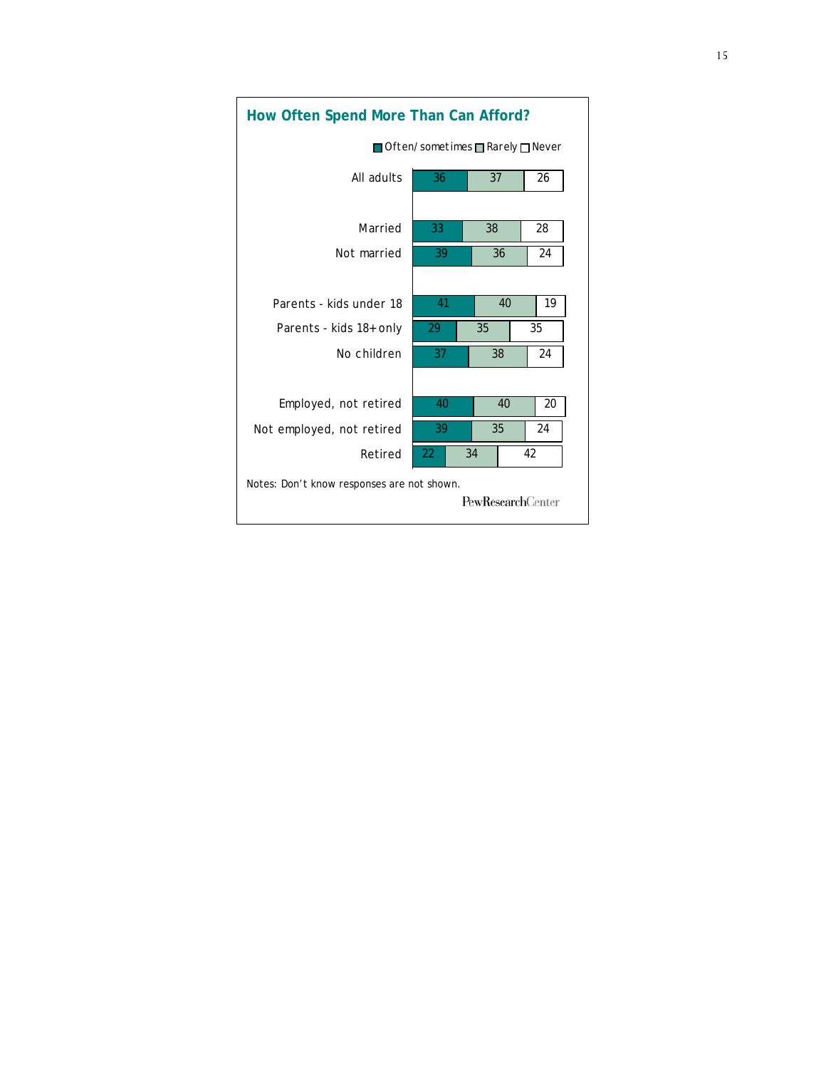## How Often Spend More Than Can Afford?

| | Often/sometimes | Rarely | Never |
|---|---|---|---|
| All adults | 36 | 37 | 26 |
| Married | 33 | 38 | 28 |
| Not married | 39 | 36 | 24 |
| Parents - kids under 18 | 41 | 40 | 19 |
| Parents - kids 18+ only | 29 | 35 | 35 |
| No children | 37 | 38 | 24 |
| Employed, not retired | 40 | 40 | 20 |
| Not employed, not retired | 39 | 35 | 24 |
| Retired | 22 | 34 | 42 |

Notes: Don't know responses are not shown.

PewResearchCenter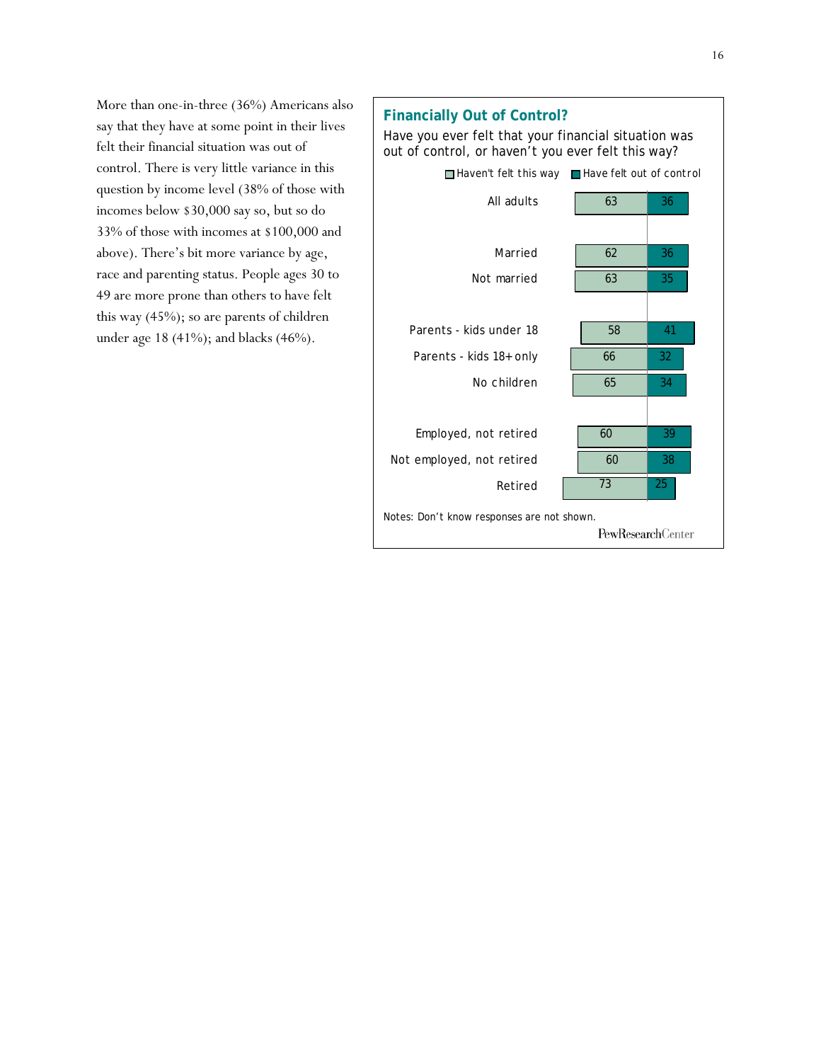More than one-in-three (36%) Americans also say that they have at some point in their lives felt their financial situation was out of control. There is very little variance in this question by income level (38% of those with incomes below $30,000 say so, but so do 33% of those with incomes at $100,000 and above). There's bit more variance by age, race and parenting status. People ages 30 to 49 are more prone than others to have felt this way (45%); so are parents of children under age 18 (41%); and blacks (46%).

**Financially Out of Control?**

Have you ever felt that your financial situation was out of control, or haven't you ever felt this way?

| | Haven't felt this way | Have felt out of control |
|---|---|---|
| All adults | 63 | 36 |
| Married | 62 | 36 |
| Not married | 63 | 35 |
| Parents - kids under 18 | 58 | 41 |
| Parents - kids 18+ only | 66 | 32 |
| No children | 65 | 34 |
| Employed, not retired | 60 | 39 |
| Not employed, not retired | 60 | 38 |
| Retired | 73 | 25 |

Notes: Don't know responses are not shown.

PewResearchCenter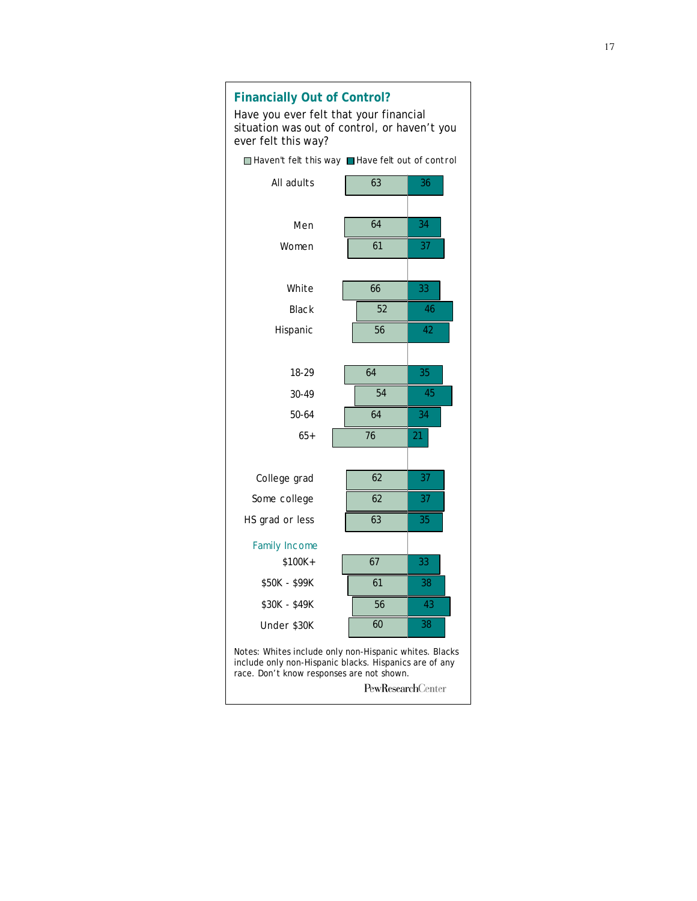### Financially Out of Control?

Have you ever felt that your financial situation was out of control, or haven't you ever felt this way?

| | Haven't felt this way | Have felt out of control |
|---|---|---|
| All adults | 63 | 36 |
| Men | 64 | 34 |
| Women | 61 | 37 |
| White | 66 | 33 |
| Black | 52 | 46 |
| Hispanic | 56 | 42 |
| 18-29 | 64 | 35 |
| 30-49 | 54 | 45 |
| 50-64 | 64 | 34 |
| 65+ | 76 | 21 |
| College grad | 62 | 37 |
| Some college | 62 | 37 |
| HS grad or less | 63 | 35 |
| **Family Income** | | |
| $100K+ | 67 | 33 |
| $50K - $99K | 61 | 38 |
| $30K - $49K | 56 | 43 |
| Under $30K | 60 | 38 |

Notes: Whites include only non-Hispanic whites. Blacks include only non-Hispanic blacks. Hispanics are of any race. Don't know responses are not shown.

PewResearchCenter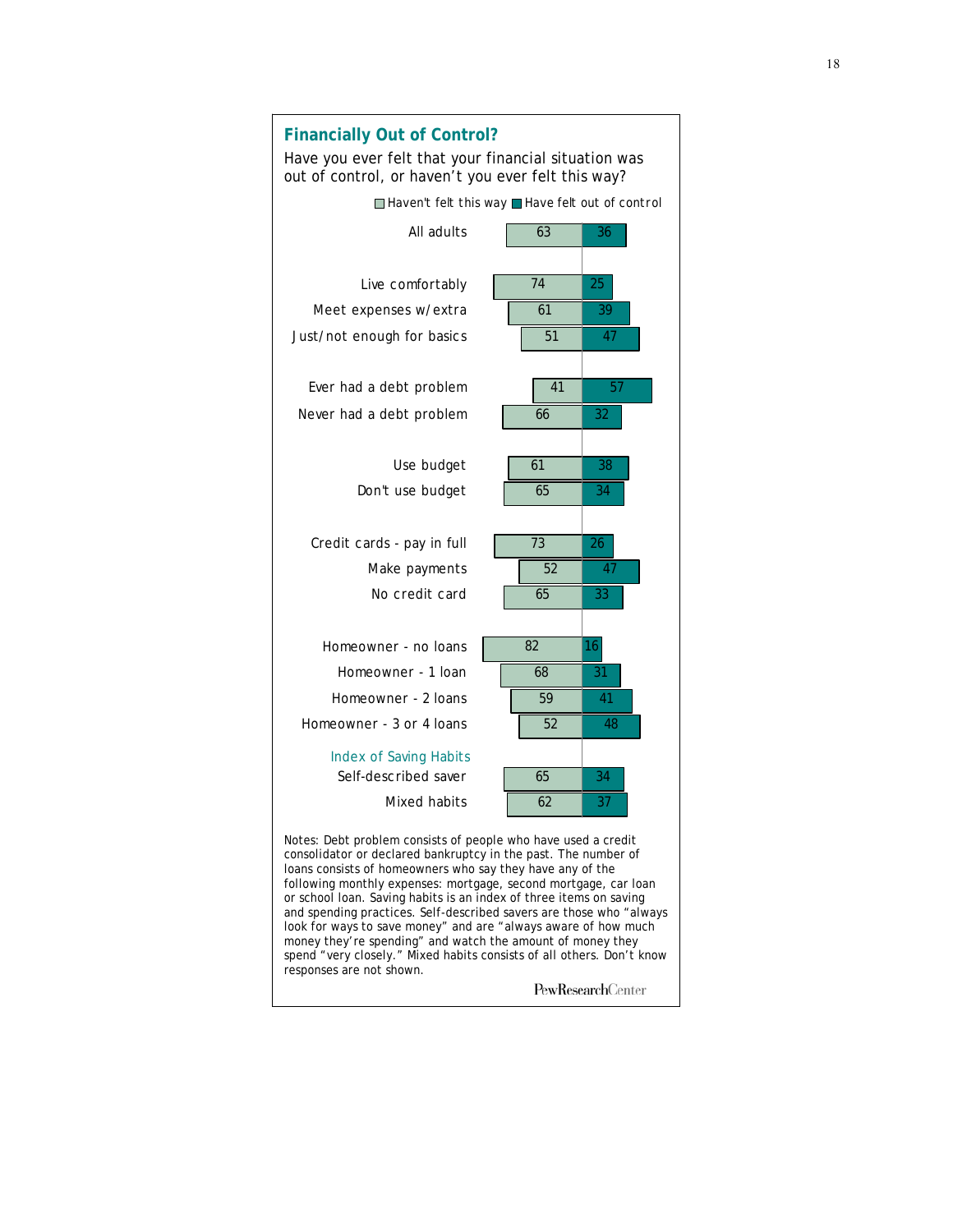## Financially Out of Control?

Have you ever felt that your financial situation was out of control, or haven't you ever felt this way?

| | Haven't felt this way | Have felt out of control |
|---|---|---|
| All adults | 63 | 36 |
| Live comfortably | 74 | 25 |
| Meet expenses w/extra | 61 | 39 |
| Just/not enough for basics | 51 | 47 |
| Ever had a debt problem | 41 | 57 |
| Never had a debt problem | 66 | 32 |
| Use budget | 61 | 38 |
| Don't use budget | 65 | 34 |
| Credit cards - pay in full | 73 | 26 |
| Make payments | 52 | 47 |
| No credit card | 65 | 33 |
| Homeowner - no loans | 82 | 16 |
| Homeowner - 1 loan | 68 | 31 |
| Homeowner - 2 loans | 59 | 41 |
| Homeowner - 3 or 4 loans | 52 | 48 |
| *Index of Saving Habits* | | |
| Self-described saver | 65 | 34 |
| Mixed habits | 62 | 37 |

Notes: Debt problem consists of people who have used a credit consolidator or declared bankruptcy in the past. The number of loans consists of homeowners who say they have any of the following monthly expenses: mortgage, second mortgage, car loan or school loan. Saving habits is an index of three items on saving and spending practices. Self-described savers are those who "always look for ways to save money" and are "always aware of how much money they're spending" and watch the amount of money they spend "very closely." Mixed habits consists of all others. Don't know responses are not shown.

PewResearchCenter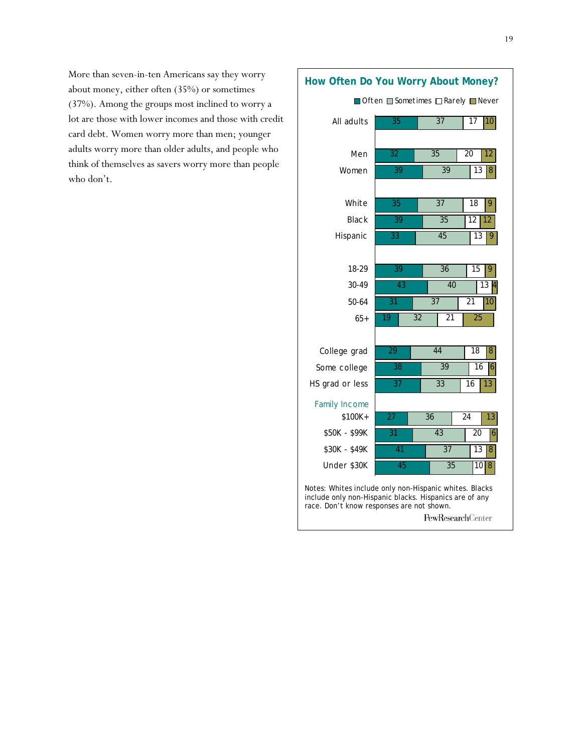More than seven-in-ten Americans say they worry about money, either often (35%) or sometimes (37%). Among the groups most inclined to worry a lot are those with lower incomes and those with credit card debt. Women worry more than men; younger adults worry more than older adults, and people who think of themselves as savers worry more than people who don't.

**How Often Do You Worry About Money?**

| | Often | Sometimes | Rarely | Never |
|---|---|---|---|---|
| All adults | 35 | 37 | 17 | 10 |
| Men | 32 | 35 | 20 | 12 |
| Women | 39 | 39 | 13 | 8 |
| White | 35 | 37 | 18 | 9 |
| Black | 39 | 35 | 12 | 12 |
| Hispanic | 33 | 45 | 13 | 9 |
| 18-29 | 39 | 36 | 15 | 9 |
| 30-49 | 43 | 40 | 13 | 4 |
| 50-64 | 31 | 37 | 21 | 10 |
| 65+ | 19 | 32 | 21 | 25 |
| College grad | 29 | 44 | 18 | 8 |
| Some college | 38 | 39 | 16 | 6 |
| HS grad or less | 37 | 33 | 16 | 13 |
| *Family Income* | | | | |
| $100K+ | 27 | 36 | 24 | 13 |
| $50K - $99K | 31 | 43 | 20 | 6 |
| $30K - $49K | 41 | 37 | 13 | 8 |
| Under $30K | 45 | 35 | 10 | 8 |

Notes: Whites include only non-Hispanic whites. Blacks include only non-Hispanic blacks. Hispanics are of any race. Don't know responses are not shown.

PewResearchCenter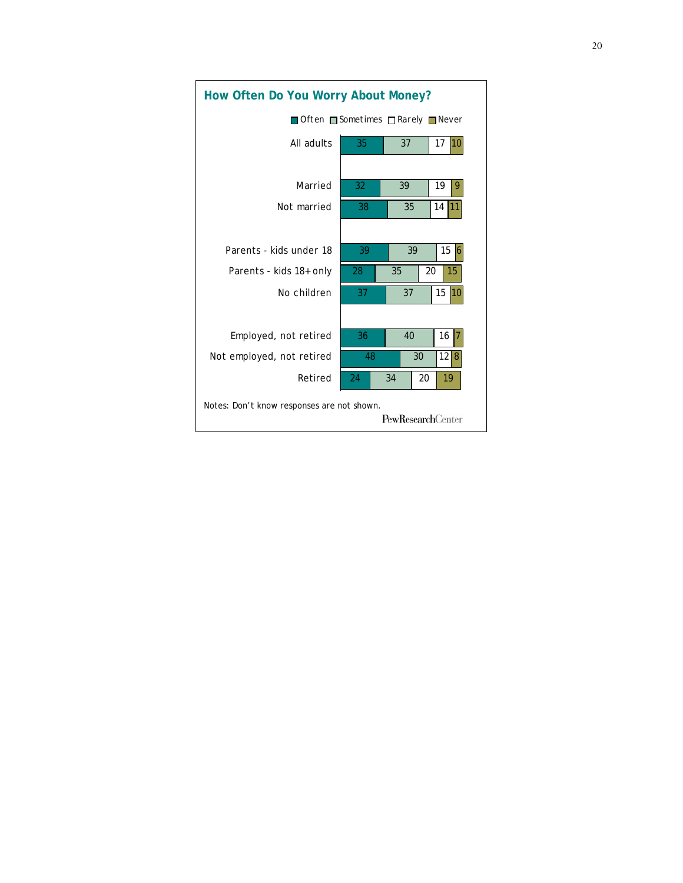## How Often Do You Worry About Money?

| | Often | Sometimes | Rarely | Never |
|---|---|---|---|---|
| All adults | 35 | 37 | 17 | 10 |
| Married | 32 | 39 | 19 | 9 |
| Not married | 38 | 35 | 14 | 11 |
| Parents - kids under 18 | 39 | 39 | 15 | 6 |
| Parents - kids 18+ only | 28 | 35 | 20 | 15 |
| No children | 37 | 37 | 15 | 10 |
| Employed, not retired | 36 | 40 | 16 | 7 |
| Not employed, not retired | 48 | 30 | 12 | 8 |
| Retired | 24 | 34 | 20 | 19 |

Notes: Don't know responses are not shown.

PewResearchCenter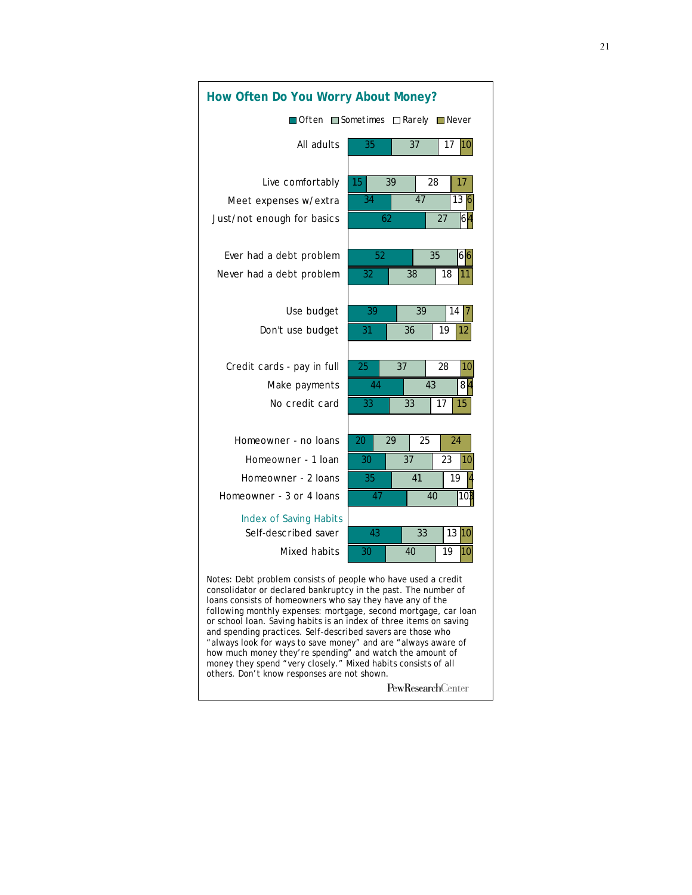## How Often Do You Worry About Money?

| | Often | Sometimes | Rarely | Never |
|---|---|---|---|---|
| All adults | 35 | 37 | 17 | 10 |
| Live comfortably | 15 | 39 | 28 | 17 |
| Meet expenses w/extra | 34 | 47 | 13 | 6 |
| Just/not enough for basics | 62 | 27 | 6 | 4 |
| Ever had a debt problem | 52 | 35 | 6 | 6 |
| Never had a debt problem | 32 | 38 | 18 | 11 |
| Use budget | 39 | 39 | 14 | 7 |
| Don't use budget | 31 | 36 | 19 | 12 |
| Credit cards - pay in full | 25 | 37 | 28 | 10 |
| Make payments | 44 | 43 | 8 | 4 |
| No credit card | 33 | 33 | 17 | 15 |
| Homeowner - no loans | 20 | 29 | 25 | 24 |
| Homeowner - 1 loan | 30 | 37 | 23 | 10 |
| Homeowner - 2 loans | 35 | 41 | 19 | 4 |
| Homeowner - 3 or 4 loans | 47 | 40 | 10 | 3 |
| *Index of Saving Habits* | | | | |
| Self-described saver | 43 | 33 | 13 | 10 |
| Mixed habits | 30 | 40 | 19 | 10 |

Notes: Debt problem consists of people who have used a credit consolidator or declared bankruptcy in the past. The number of loans consists of homeowners who say they have any of the following monthly expenses: mortgage, second mortgage, car loan or school loan. Saving habits is an index of three items on saving and spending practices. Self-described savers are those who "always look for ways to save money" and are "always aware of how much money they're spending" and watch the amount of money they spend "very closely." Mixed habits consists of all others. Don't know responses are not shown.

PewResearchCenter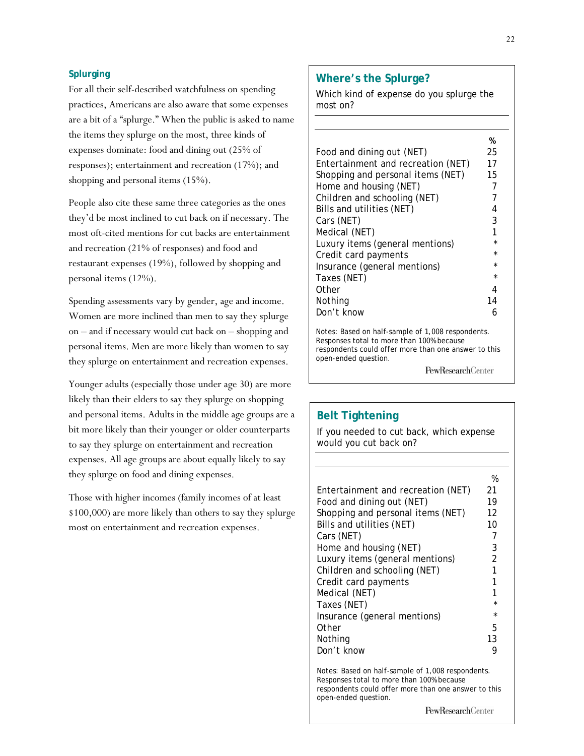### Splurging

For all their self-described watchfulness on spending practices, Americans are also aware that some expenses are a bit of a "splurge." When the public is asked to name the items they splurge on the most, three kinds of expenses dominate: food and dining out (25% of responses); entertainment and recreation (17%); and shopping and personal items (15%).

People also cite these same three categories as the ones they'd be most inclined to cut back on if necessary. The most oft-cited mentions for cut backs are entertainment and recreation (21% of responses) and food and restaurant expenses (19%), followed by shopping and personal items (12%).

Spending assessments vary by gender, age and income. Women are more inclined than men to say they splurge on – and if necessary would cut back on – shopping and personal items. Men are more likely than women to say they splurge on entertainment and recreation expenses.

Younger adults (especially those under age 30) are more likely than their elders to say they splurge on shopping and personal items. Adults in the middle age groups are a bit more likely than their younger or older counterparts to say they splurge on entertainment and recreation expenses. All age groups are about equally likely to say they splurge on food and dining expenses.

Those with higher incomes (family incomes of at least $100,000) are more likely than others to say they splurge most on entertainment and recreation expenses.

#### Where's the Splurge?

Which kind of expense do you splurge the most on?

| | % |
|---|---|
| Food and dining out (NET) | 25 |
| Entertainment and recreation (NET) | 17 |
| Shopping and personal items (NET) | 15 |
| Home and housing (NET) | 7 |
| Children and schooling (NET) | 7 |
| Bills and utilities (NET) | 4 |
| Cars (NET) | 3 |
| Medical (NET) | 1 |
| Luxury items (general mentions) | * |
| Credit card payments | * |
| Insurance (general mentions) | * |
| Taxes (NET) | * |
| Other | 4 |
| Nothing | 14 |
| Don't know | 6 |

Notes: Based on half-sample of 1,008 respondents. Responses total to more than 100% because respondents could offer more than one answer to this open-ended question.

PewResearchCenter

#### Belt Tightening

If you needed to cut back, which expense would you cut back on?

| | % |
|---|---|
| Entertainment and recreation (NET) | 21 |
| Food and dining out (NET) | 19 |
| Shopping and personal items (NET) | 12 |
| Bills and utilities (NET) | 10 |
| Cars (NET) | 7 |
| Home and housing (NET) | 3 |
| Luxury items (general mentions) | 2 |
| Children and schooling (NET) | 1 |
| Credit card payments | 1 |
| Medical (NET) | 1 |
| Taxes (NET) | * |
| Insurance (general mentions) | * |
| Other | 5 |
| Nothing | 13 |
| Don't know | 9 |

Notes: Based on half-sample of 1,008 respondents. Responses total to more than 100% because respondents could offer more than one answer to this open-ended question.

PewResearchCenter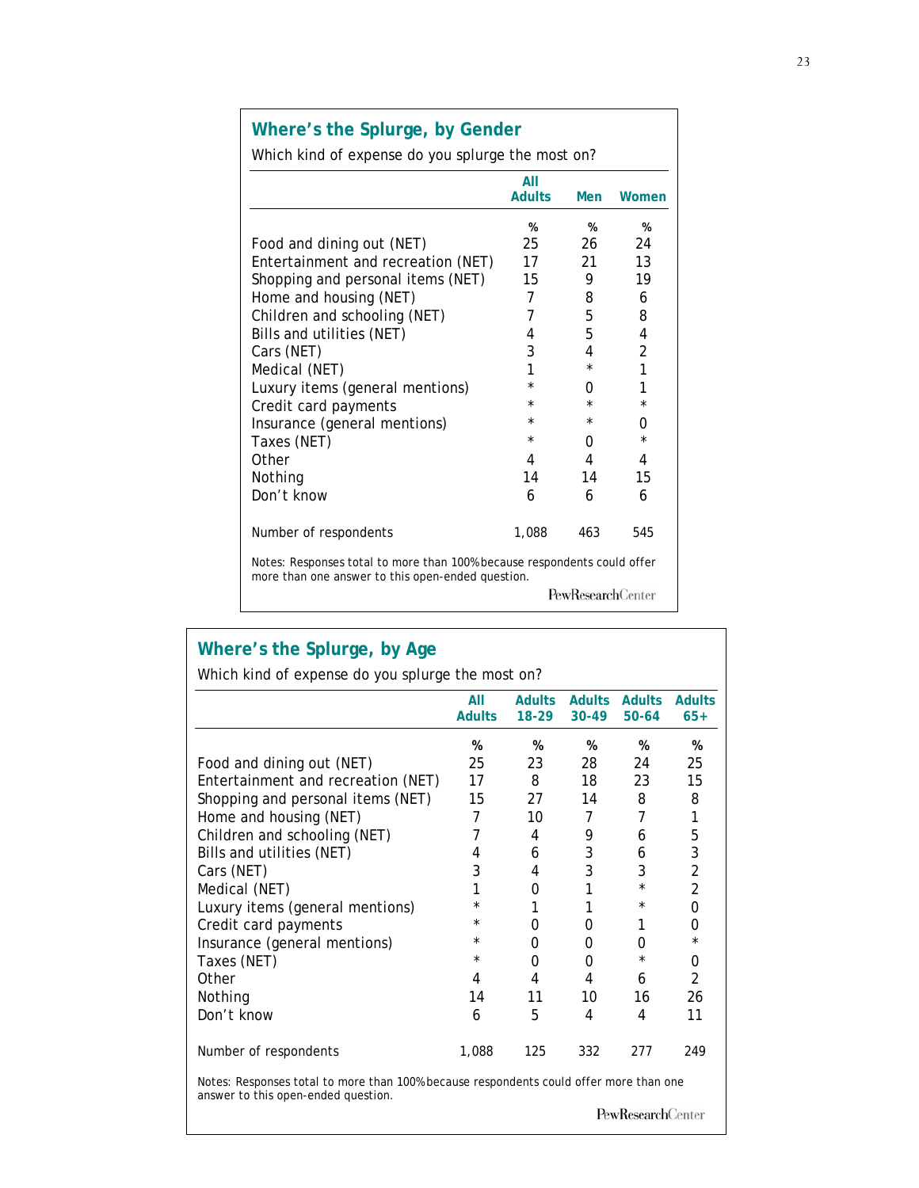## Where's the Splurge, by Gender

Which kind of expense do you splurge the most on?

| | All Adults | Men | Women |
|---|---|---|---|
| | % | % | % |
| Food and dining out (NET) | 25 | 26 | 24 |
| Entertainment and recreation (NET) | 17 | 21 | 13 |
| Shopping and personal items (NET) | 15 | 9 | 19 |
| Home and housing (NET) | 7 | 8 | 6 |
| Children and schooling (NET) | 7 | 5 | 8 |
| Bills and utilities (NET) | 4 | 5 | 4 |
| Cars (NET) | 3 | 4 | 2 |
| Medical (NET) | 1 | * | 1 |
| Luxury items (general mentions) | * | 0 | 1 |
| Credit card payments | * | * | * |
| Insurance (general mentions) | * | * | 0 |
| Taxes (NET) | * | 0 | * |
| Other | 4 | 4 | 4 |
| Nothing | 14 | 14 | 15 |
| Don't know | 6 | 6 | 6 |
| Number of respondents | 1,088 | 463 | 545 |

Notes: Responses total to more than 100% because respondents could offer more than one answer to this open-ended question.

PewResearchCenter

## Where's the Splurge, by Age

Which kind of expense do you splurge the most on?

| | All Adults | Adults 18-29 | Adults 30-49 | Adults 50-64 | Adults 65+ |
|---|---|---|---|---|---|
| | % | % | % | % | % |
| Food and dining out (NET) | 25 | 23 | 28 | 24 | 25 |
| Entertainment and recreation (NET) | 17 | 8 | 18 | 23 | 15 |
| Shopping and personal items (NET) | 15 | 27 | 14 | 8 | 8 |
| Home and housing (NET) | 7 | 10 | 7 | 7 | 1 |
| Children and schooling (NET) | 7 | 4 | 9 | 6 | 5 |
| Bills and utilities (NET) | 4 | 6 | 3 | 6 | 3 |
| Cars (NET) | 3 | 4 | 3 | 3 | 2 |
| Medical (NET) | 1 | 0 | 1 | * | 2 |
| Luxury items (general mentions) | * | 1 | 1 | * | 0 |
| Credit card payments | * | 0 | 0 | 1 | 0 |
| Insurance (general mentions) | * | 0 | 0 | 0 | * |
| Taxes (NET) | * | 0 | 0 | * | 0 |
| Other | 4 | 4 | 4 | 6 | 2 |
| Nothing | 14 | 11 | 10 | 16 | 26 |
| Don't know | 6 | 5 | 4 | 4 | 11 |
| Number of respondents | 1,088 | 125 | 332 | 277 | 249 |

Notes: Responses total to more than 100% because respondents could offer more than one answer to this open-ended question.

PewResearchCenter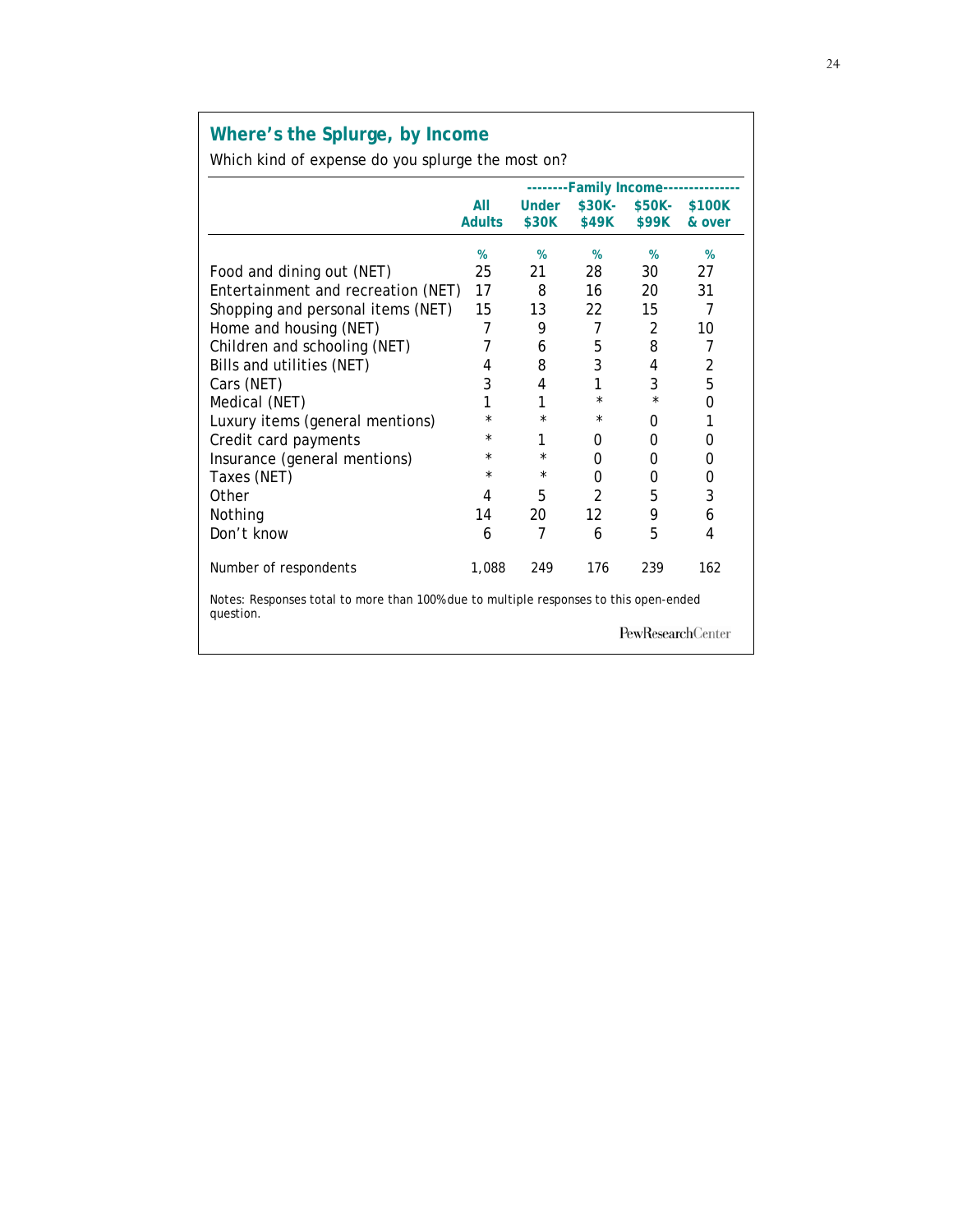## Where's the Splurge, by Income

Which kind of expense do you splurge the most on?

| | All Adults | --------Family Income--------------- | | | |
|---|---|---|---|---|---|
| | | Under $30K | $30K-$49K | $50K-$99K | $100K & over |
| | % | % | % | % | % |
| Food and dining out (NET) | 25 | 21 | 28 | 30 | 27 |
| Entertainment and recreation (NET) | 17 | 8 | 16 | 20 | 31 |
| Shopping and personal items (NET) | 15 | 13 | 22 | 15 | 7 |
| Home and housing (NET) | 7 | 9 | 7 | 2 | 10 |
| Children and schooling (NET) | 7 | 6 | 5 | 8 | 7 |
| Bills and utilities (NET) | 4 | 8 | 3 | 4 | 2 |
| Cars (NET) | 3 | 4 | 1 | 3 | 5 |
| Medical (NET) | 1 | 1 | * | * | 0 |
| Luxury items (general mentions) | * | * | * | 0 | 1 |
| Credit card payments | * | 1 | 0 | 0 | 0 |
| Insurance (general mentions) | * | * | 0 | 0 | 0 |
| Taxes (NET) | * | * | 0 | 0 | 0 |
| Other | 4 | 5 | 2 | 5 | 3 |
| Nothing | 14 | 20 | 12 | 9 | 6 |
| Don't know | 6 | 7 | 6 | 5 | 4 |
| Number of respondents | 1,088 | 249 | 176 | 239 | 162 |

Notes: Responses total to more than 100% due to multiple responses to this open-ended question.

PewResearchCenter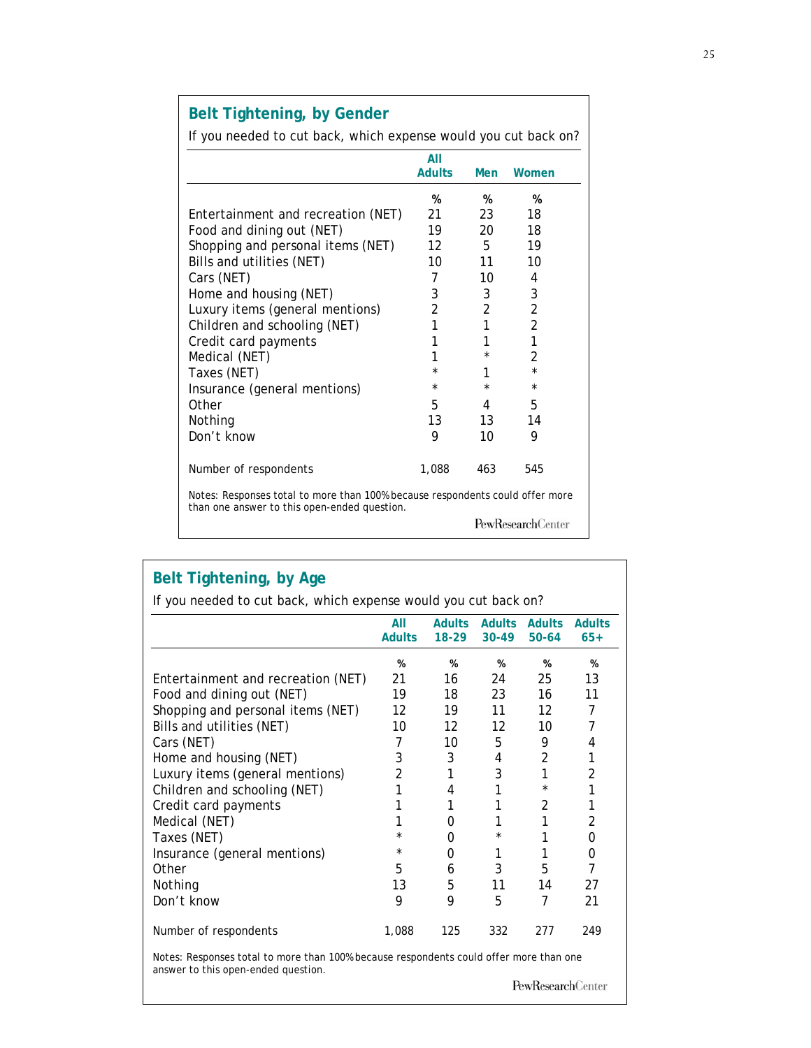## Belt Tightening, by Gender

If you needed to cut back, which expense would you cut back on?

| | All Adults | Men | Women |
|---|---|---|---|
| | % | % | % |
| Entertainment and recreation (NET) | 21 | 23 | 18 |
| Food and dining out (NET) | 19 | 20 | 18 |
| Shopping and personal items (NET) | 12 | 5 | 19 |
| Bills and utilities (NET) | 10 | 11 | 10 |
| Cars (NET) | 7 | 10 | 4 |
| Home and housing (NET) | 3 | 3 | 3 |
| Luxury items (general mentions) | 2 | 2 | 2 |
| Children and schooling (NET) | 1 | 1 | 2 |
| Credit card payments | 1 | 1 | 1 |
| Medical (NET) | 1 | * | 2 |
| Taxes (NET) | * | 1 | * |
| Insurance (general mentions) | * | * | * |
| Other | 5 | 4 | 5 |
| Nothing | 13 | 13 | 14 |
| Don't know | 9 | 10 | 9 |
| Number of respondents | 1,088 | 463 | 545 |

Notes: Responses total to more than 100% because respondents could offer more than one answer to this open-ended question.

PewResearchCenter

## Belt Tightening, by Age

If you needed to cut back, which expense would you cut back on?

| | All Adults | Adults 18-29 | Adults 30-49 | Adults 50-64 | Adults 65+ |
|---|---|---|---|---|---|
| | % | % | % | % | % |
| Entertainment and recreation (NET) | 21 | 16 | 24 | 25 | 13 |
| Food and dining out (NET) | 19 | 18 | 23 | 16 | 11 |
| Shopping and personal items (NET) | 12 | 19 | 11 | 12 | 7 |
| Bills and utilities (NET) | 10 | 12 | 12 | 10 | 7 |
| Cars (NET) | 7 | 10 | 5 | 9 | 4 |
| Home and housing (NET) | 3 | 3 | 4 | 2 | 1 |
| Luxury items (general mentions) | 2 | 1 | 3 | 1 | 2 |
| Children and schooling (NET) | 1 | 4 | 1 | * | 1 |
| Credit card payments | 1 | 1 | 1 | 2 | 1 |
| Medical (NET) | 1 | 0 | 1 | 1 | 2 |
| Taxes (NET) | * | 0 | * | 1 | 0 |
| Insurance (general mentions) | * | 0 | 1 | 1 | 0 |
| Other | 5 | 6 | 3 | 5 | 7 |
| Nothing | 13 | 5 | 11 | 14 | 27 |
| Don't know | 9 | 9 | 5 | 7 | 21 |
| Number of respondents | 1,088 | 125 | 332 | 277 | 249 |

Notes: Responses total to more than 100% because respondents could offer more than one answer to this open-ended question.

PewResearchCenter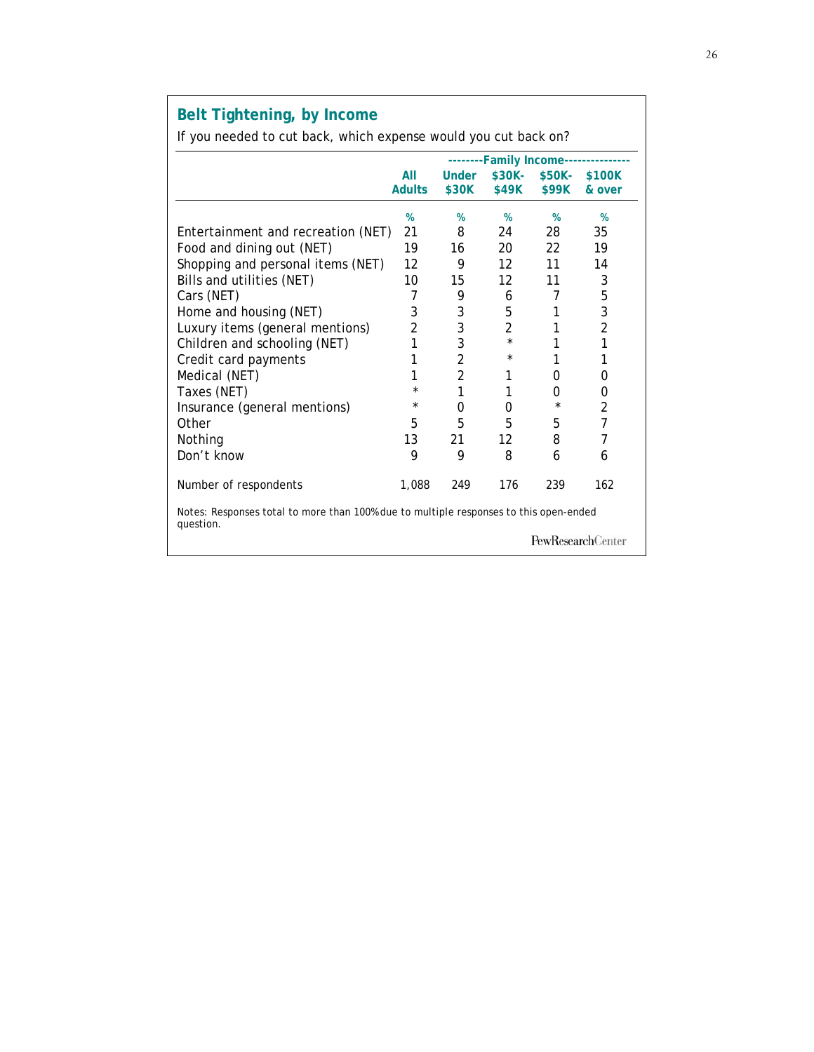## Belt Tightening, by Income

If you needed to cut back, which expense would you cut back on?

| | All Adults | --------Family Income-------- | | | |
|---|---|---|---|---|---|
| | | Under $30K | $30K-$49K | $50K-$99K | $100K & over |
| | % | % | % | % | % |
| Entertainment and recreation (NET) | 21 | 8 | 24 | 28 | 35 |
| Food and dining out (NET) | 19 | 16 | 20 | 22 | 19 |
| Shopping and personal items (NET) | 12 | 9 | 12 | 11 | 14 |
| Bills and utilities (NET) | 10 | 15 | 12 | 11 | 3 |
| Cars (NET) | 7 | 9 | 6 | 7 | 5 |
| Home and housing (NET) | 3 | 3 | 5 | 1 | 3 |
| Luxury items (general mentions) | 2 | 3 | 2 | 1 | 2 |
| Children and schooling (NET) | 1 | 3 | * | 1 | 1 |
| Credit card payments | 1 | 2 | * | 1 | 1 |
| Medical (NET) | 1 | 2 | 1 | 0 | 0 |
| Taxes (NET) | * | 1 | 1 | 0 | 0 |
| Insurance (general mentions) | * | 0 | 0 | * | 2 |
| Other | 5 | 5 | 5 | 5 | 7 |
| Nothing | 13 | 21 | 12 | 8 | 7 |
| Don't know | 9 | 9 | 8 | 6 | 6 |
| Number of respondents | 1,088 | 249 | 176 | 239 | 162 |

Notes: Responses total to more than 100% due to multiple responses to this open-ended question.

PewResearchCenter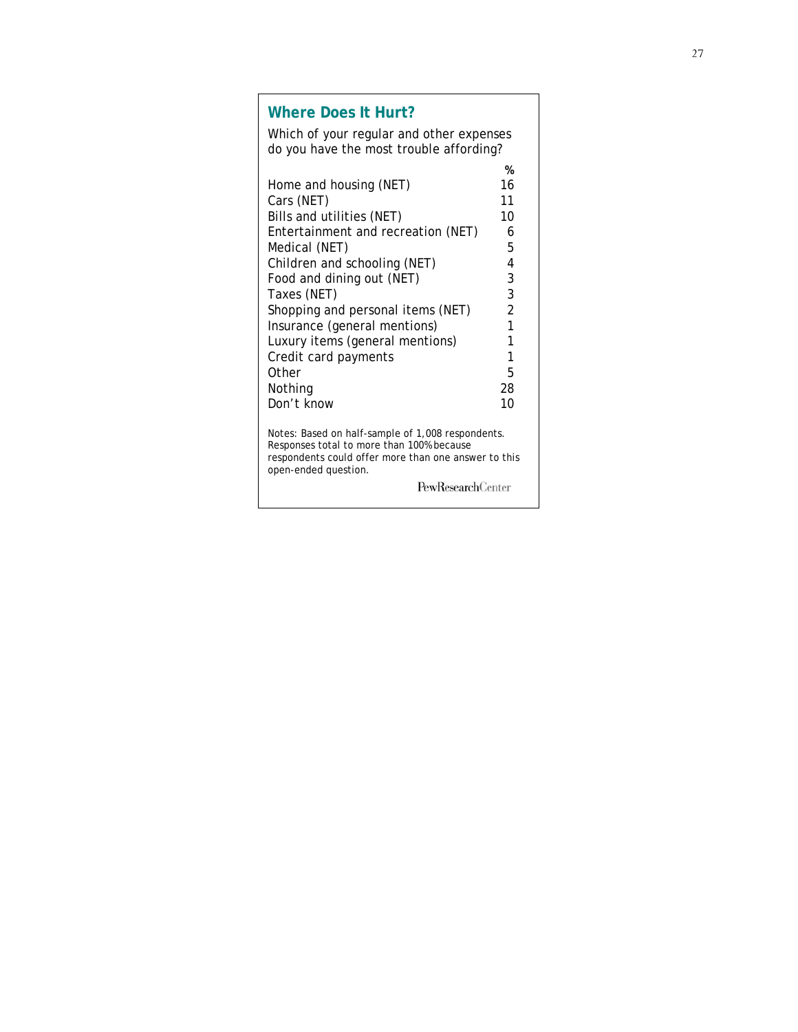## Where Does It Hurt?

Which of your regular and other expenses do you have the most trouble affording?

| | % |
|---|---|
| Home and housing (NET) | 16 |
| Cars (NET) | 11 |
| Bills and utilities (NET) | 10 |
| Entertainment and recreation (NET) | 6 |
| Medical (NET) | 5 |
| Children and schooling (NET) | 4 |
| Food and dining out (NET) | 3 |
| Taxes (NET) | 3 |
| Shopping and personal items (NET) | 2 |
| Insurance (general mentions) | 1 |
| Luxury items (general mentions) | 1 |
| Credit card payments | 1 |
| Other | 5 |
| Nothing | 28 |
| Don't know | 10 |

Notes: Based on half-sample of 1,008 respondents. Responses total to more than 100% because respondents could offer more than one answer to this open-ended question.

PewResearchCenter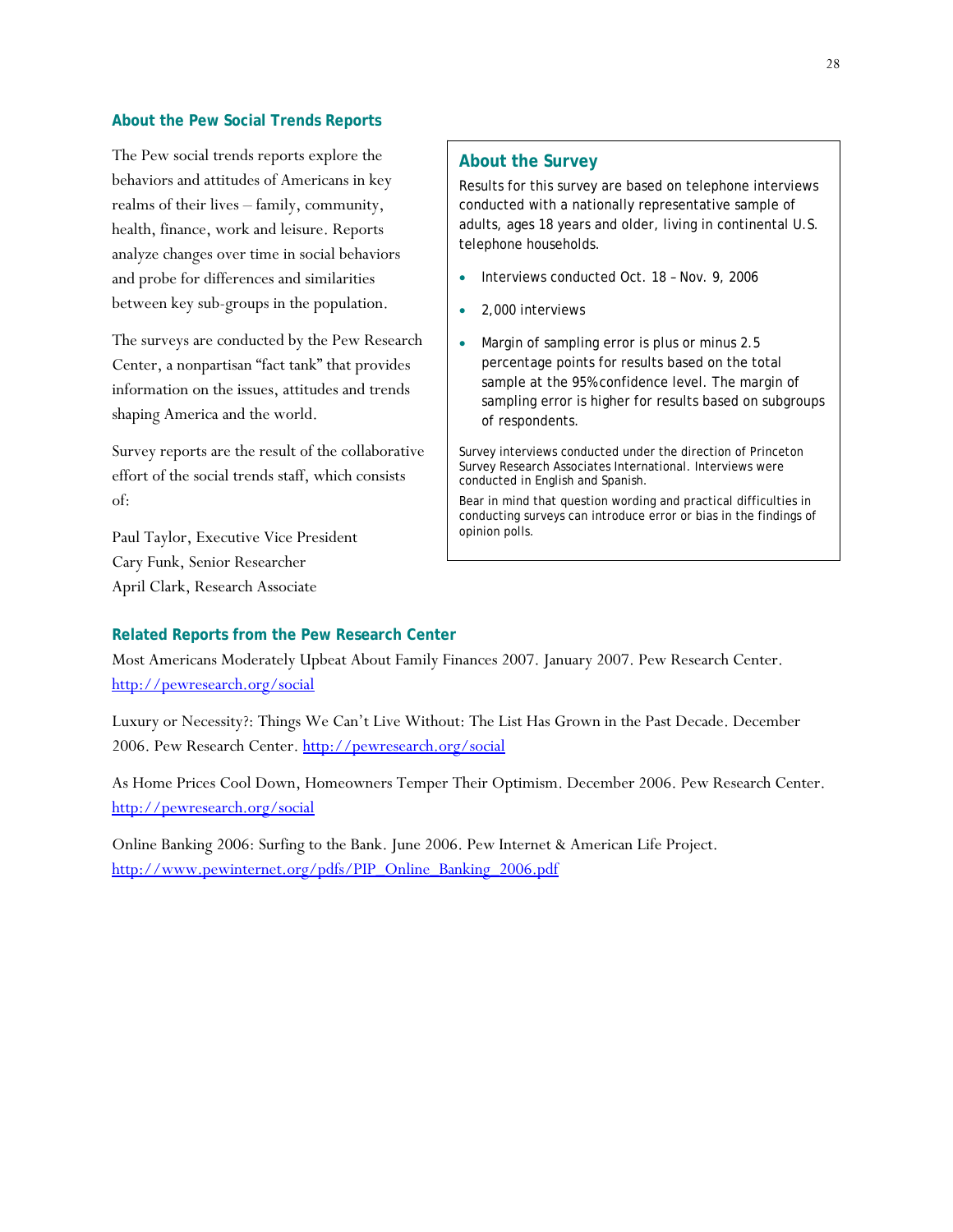### About the Pew Social Trends Reports

The Pew social trends reports explore the behaviors and attitudes of Americans in key realms of their lives – family, community, health, finance, work and leisure. Reports analyze changes over time in social behaviors and probe for differences and similarities between key sub-groups in the population.

The surveys are conducted by the Pew Research Center, a nonpartisan "fact tank" that provides information on the issues, attitudes and trends shaping America and the world.

Survey reports are the result of the collaborative effort of the social trends staff, which consists of:

Paul Taylor, Executive Vice President
Cary Funk, Senior Researcher
April Clark, Research Associate

### About the Survey

Results for this survey are based on telephone interviews conducted with a nationally representative sample of adults, ages 18 years and older, living in continental U.S. telephone households.

- Interviews conducted Oct. 18 – Nov. 9, 2006
- 2,000 interviews
- Margin of sampling error is plus or minus 2.5 percentage points for results based on the total sample at the 95% confidence level. The margin of sampling error is higher for results based on subgroups of respondents.

Survey interviews conducted under the direction of Princeton Survey Research Associates International. Interviews were conducted in English and Spanish.

Bear in mind that question wording and practical difficulties in conducting surveys can introduce error or bias in the findings of opinion polls.

### Related Reports from the Pew Research Center

Most Americans Moderately Upbeat About Family Finances 2007. January 2007. Pew Research Center. http://pewresearch.org/social

Luxury or Necessity?: Things We Can't Live Without: The List Has Grown in the Past Decade. December 2006. Pew Research Center. http://pewresearch.org/social

As Home Prices Cool Down, Homeowners Temper Their Optimism. December 2006. Pew Research Center. http://pewresearch.org/social

Online Banking 2006: Surfing to the Bank. June 2006. Pew Internet & American Life Project. http://www.pewinternet.org/pdfs/PIP_Online_Banking_2006.pdf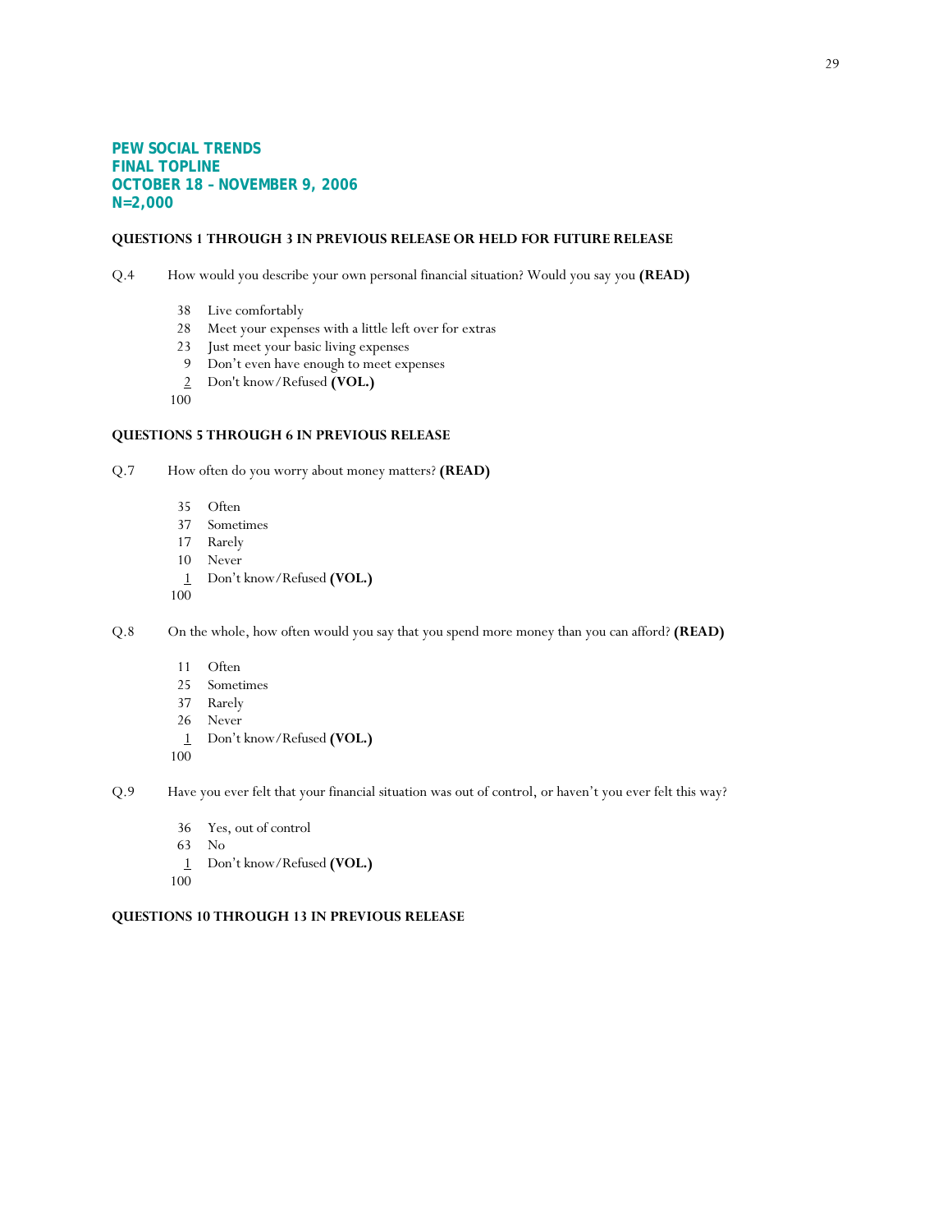**PEW SOCIAL TRENDS**
**FINAL TOPLINE**
**OCTOBER 18 – NOVEMBER 9, 2006**
**N=2,000**

**QUESTIONS 1 THROUGH 3 IN PREVIOUS RELEASE OR HELD FOR FUTURE RELEASE**

Q.4 How would you describe your own personal financial situation? Would you say you **(READ)**

| | |
|---|---|
| 38 | Live comfortably |
| 28 | Meet your expenses with a little left over for extras |
| 23 | Just meet your basic living expenses |
| 9 | Don't even have enough to meet expenses |
| 2 | Don't know/Refused **(VOL.)** |
| 100 | |

**QUESTIONS 5 THROUGH 6 IN PREVIOUS RELEASE**

Q.7 How often do you worry about money matters? **(READ)**

| | |
|---|---|
| 35 | Often |
| 37 | Sometimes |
| 17 | Rarely |
| 10 | Never |
| 1 | Don't know/Refused **(VOL.)** |
| 100 | |

Q.8 On the whole, how often would you say that you spend more money than you can afford? **(READ)**

| | |
|---|---|
| 11 | Often |
| 25 | Sometimes |
| 37 | Rarely |
| 26 | Never |
| 1 | Don't know/Refused **(VOL.)** |
| 100 | |

Q.9 Have you ever felt that your financial situation was out of control, or haven't you ever felt this way?

| | |
|---|---|
| 36 | Yes, out of control |
| 63 | No |
| 1 | Don't know/Refused **(VOL.)** |
| 100 | |

**QUESTIONS 10 THROUGH 13 IN PREVIOUS RELEASE**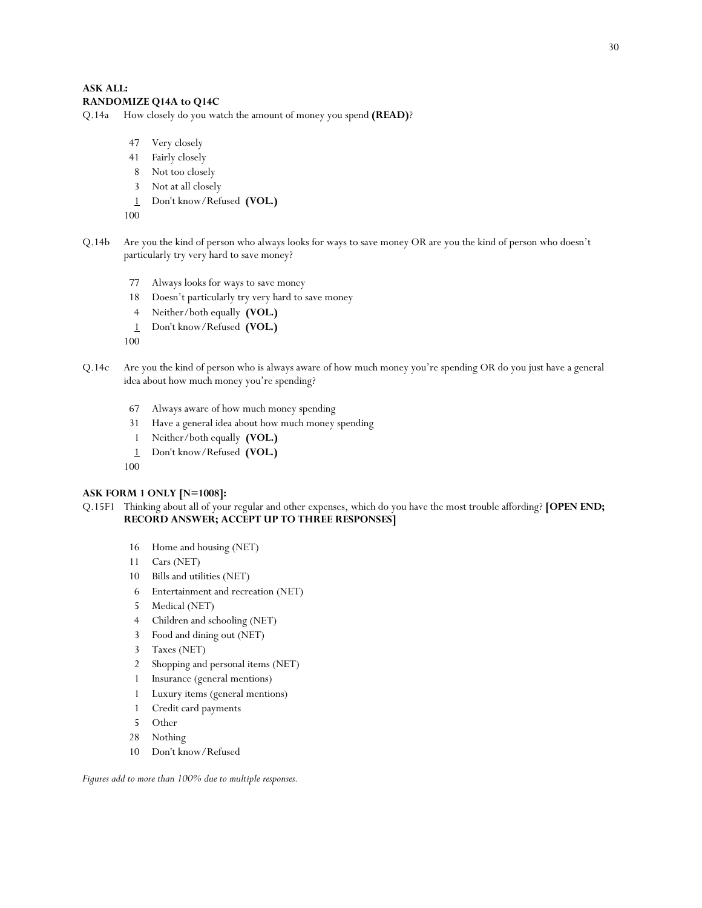**ASK ALL:**
**RANDOMIZE Q14A to Q14C**

Q.14a How closely do you watch the amount of money you spend **(READ)**?

47 Very closely
41 Fairly closely
8 Not too closely
3 Not at all closely
1 Don't know/Refused **(VOL.)**
100

Q.14b Are you the kind of person who always looks for ways to save money OR are you the kind of person who doesn't particularly try very hard to save money?

77 Always looks for ways to save money
18 Doesn't particularly try very hard to save money
4 Neither/both equally **(VOL.)**
1 Don't know/Refused **(VOL.)**
100

Q.14c Are you the kind of person who is always aware of how much money you're spending OR do you just have a general idea about how much money you're spending?

67 Always aware of how much money spending
31 Have a general idea about how much money spending
1 Neither/both equally **(VOL.)**
1 Don't know/Refused **(VOL.)**
100

**ASK FORM 1 ONLY [N=1008]:**

Q.15F1 Thinking about all of your regular and other expenses, which do you have the most trouble affording? **[OPEN END; RECORD ANSWER; ACCEPT UP TO THREE RESPONSES]**

16 Home and housing (NET)
11 Cars (NET)
10 Bills and utilities (NET)
6 Entertainment and recreation (NET)
5 Medical (NET)
4 Children and schooling (NET)
3 Food and dining out (NET)
3 Taxes (NET)
2 Shopping and personal items (NET)
1 Insurance (general mentions)
1 Luxury items (general mentions)
1 Credit card payments
5 Other
28 Nothing
10 Don't know/Refused

*Figures add to more than 100% due to multiple responses.*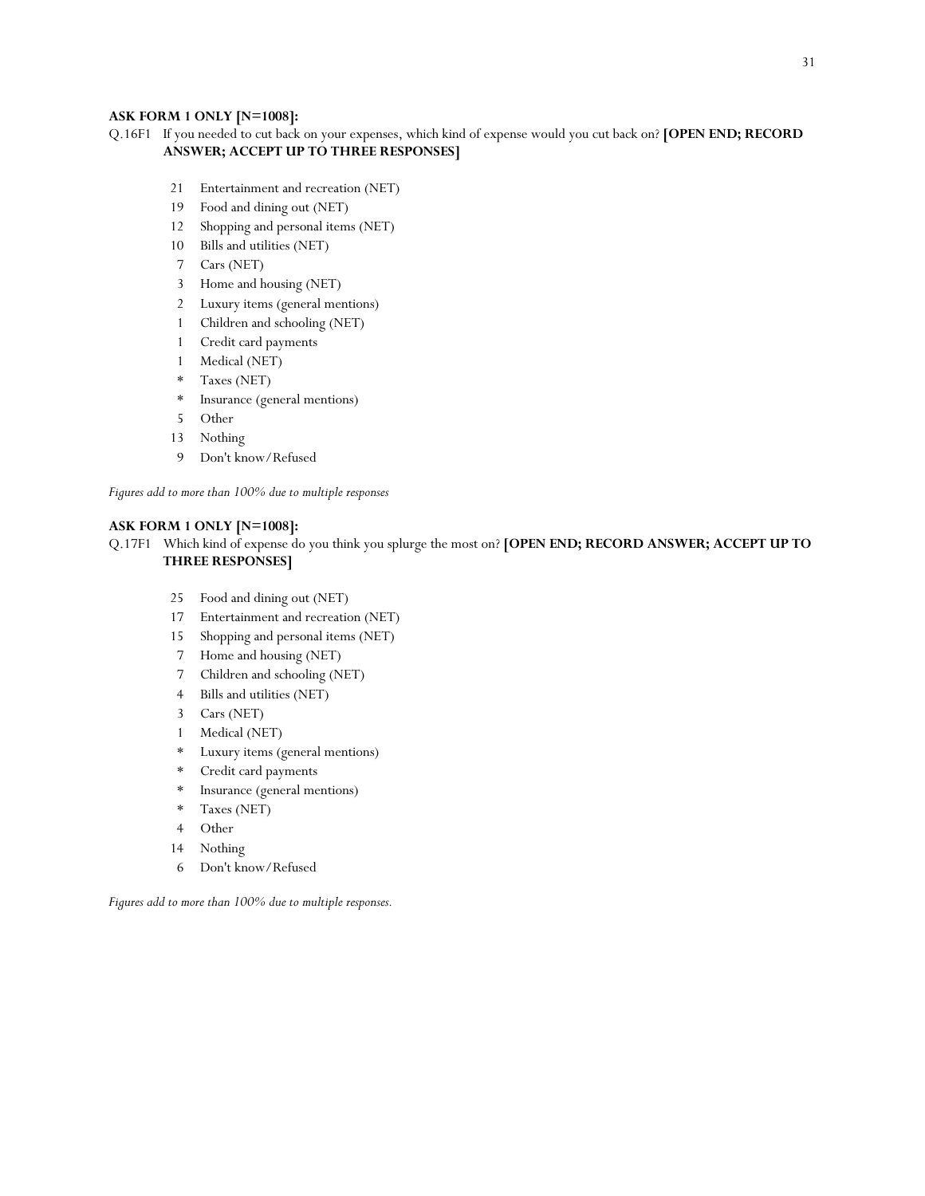**ASK FORM 1 ONLY [N=1008]:**

Q.16F1 If you needed to cut back on your expenses, which kind of expense would you cut back on? **[OPEN END; RECORD ANSWER; ACCEPT UP TO THREE RESPONSES]**

| | |
|---|---|
| 21 | Entertainment and recreation (NET) |
| 19 | Food and dining out (NET) |
| 12 | Shopping and personal items (NET) |
| 10 | Bills and utilities (NET) |
| 7 | Cars (NET) |
| 3 | Home and housing (NET) |
| 2 | Luxury items (general mentions) |
| 1 | Children and schooling (NET) |
| 1 | Credit card payments |
| 1 | Medical (NET) |
| * | Taxes (NET) |
| * | Insurance (general mentions) |
| 5 | Other |
| 13 | Nothing |
| 9 | Don't know/Refused |

*Figures add to more than 100% due to multiple responses*

**ASK FORM 1 ONLY [N=1008]:**

Q.17F1 Which kind of expense do you think you splurge the most on? **[OPEN END; RECORD ANSWER; ACCEPT UP TO THREE RESPONSES]**

| | |
|---|---|
| 25 | Food and dining out (NET) |
| 17 | Entertainment and recreation (NET) |
| 15 | Shopping and personal items (NET) |
| 7 | Home and housing (NET) |
| 7 | Children and schooling (NET) |
| 4 | Bills and utilities (NET) |
| 3 | Cars (NET) |
| 1 | Medical (NET) |
| * | Luxury items (general mentions) |
| * | Credit card payments |
| * | Insurance (general mentions) |
| * | Taxes (NET) |
| 4 | Other |
| 14 | Nothing |
| 6 | Don't know/Refused |

*Figures add to more than 100% due to multiple responses.*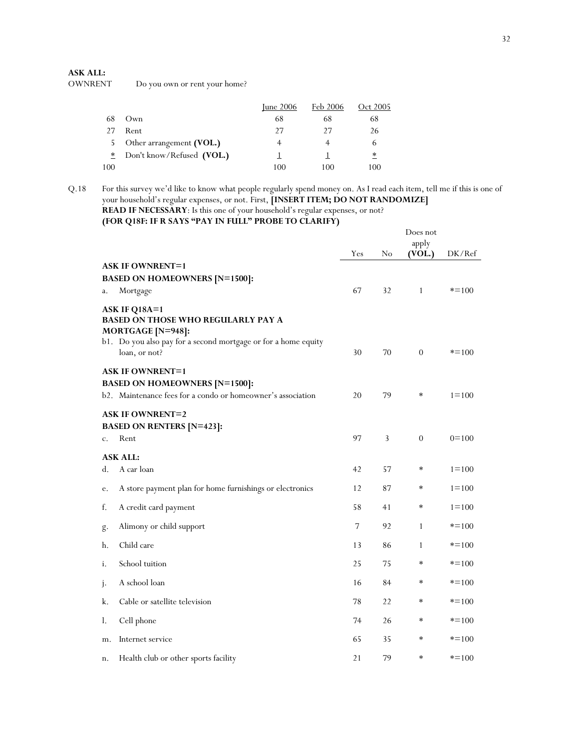**ASK ALL:**

OWNRENT Do you own or rent your home?

| | | June 2006 | Feb 2006 | Oct 2005 |
|---|---|---|---|---|
| 68 | Own | 68 | 68 | 68 |
| 27 | Rent | 27 | 27 | 26 |
| 5 | Other arrangement **(VOL.)** | 4 | 4 | 6 |
| * | Don't know/Refused **(VOL.)** | 1 | 1 | * |
| 100 | | 100 | 100 | 100 |

Q.18 For this survey we'd like to know what people regularly spend money on. As I read each item, tell me if this is one of your household's regular expenses, or not. First, **[INSERT ITEM; DO NOT RANDOMIZE]**
**READ IF NECESSARY**: Is this one of your household's regular expenses, or not?
**(FOR Q18F: IF R SAYS "PAY IN FULL" PROBE TO CLARIFY)**

| | Yes | No | Does not apply **(VOL.)** | DK/Ref |
|---|---|---|---|---|
| **ASK IF OWNRENT=1** | | | | |
| **BASED ON HOMEOWNERS [N=1500]:** | | | | |
| a. Mortgage | 67 | 32 | 1 | *=100 |
| **ASK IF Q18A=1** | | | | |
| **BASED ON THOSE WHO REGULARLY PAY A MORTGAGE [N=948]:** | | | | |
| b1. Do you also pay for a second mortgage or for a home equity loan, or not? | 30 | 70 | 0 | *=100 |
| **ASK IF OWNRENT=1** | | | | |
| **BASED ON HOMEOWNERS [N=1500]:** | | | | |
| b2. Maintenance fees for a condo or homeowner's association | 20 | 79 | * | 1=100 |
| **ASK IF OWNRENT=2** | | | | |
| **BASED ON RENTERS [N=423]:** | | | | |
| c. Rent | 97 | 3 | 0 | 0=100 |
| **ASK ALL:** | | | | |
| d. A car loan | 42 | 57 | * | 1=100 |
| e. A store payment plan for home furnishings or electronics | 12 | 87 | * | 1=100 |
| f. A credit card payment | 58 | 41 | * | 1=100 |
| g. Alimony or child support | 7 | 92 | 1 | *=100 |
| h. Child care | 13 | 86 | 1 | *=100 |
| i. School tuition | 25 | 75 | * | *=100 |
| j. A school loan | 16 | 84 | * | *=100 |
| k. Cable or satellite television | 78 | 22 | * | *=100 |
| l. Cell phone | 74 | 26 | * | *=100 |
| m. Internet service | 65 | 35 | * | *=100 |
| n. Health club or other sports facility | 21 | 79 | * | *=100 |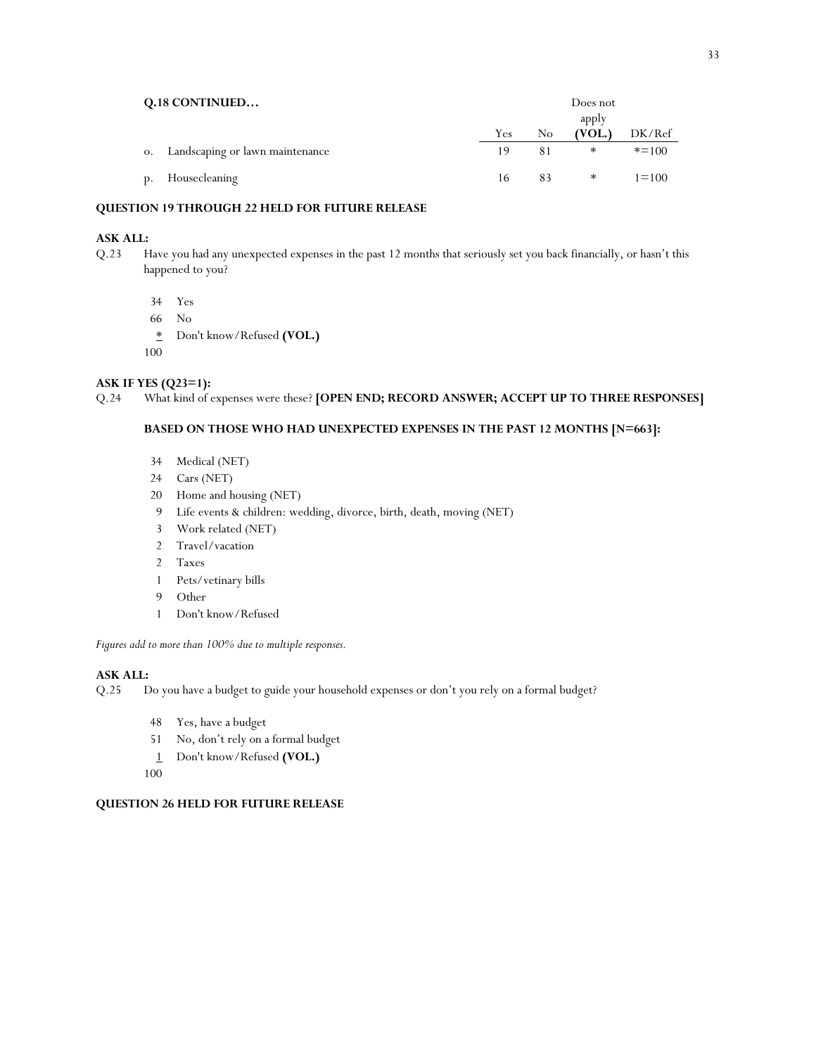**Q.18 CONTINUED…**

| | Yes | No | Does not apply **(VOL.)** | DK/Ref |
|---|---|---|---|---|
| o. Landscaping or lawn maintenance | 19 | 81 | * | *=100 |
| p. Housecleaning | 16 | 83 | * | 1=100 |

**QUESTION 19 THROUGH 22 HELD FOR FUTURE RELEASE**

**ASK ALL:**

Q.23 Have you had any unexpected expenses in the past 12 months that seriously set you back financially, or hasn't this happened to you?

34 Yes
66 No
* Don't know/Refused **(VOL.)**
100

**ASK IF YES (Q23=1):**

Q.24 What kind of expenses were these? **[OPEN END; RECORD ANSWER; ACCEPT UP TO THREE RESPONSES]**

**BASED ON THOSE WHO HAD UNEXPECTED EXPENSES IN THE PAST 12 MONTHS [N=663]:**

34 Medical (NET)
24 Cars (NET)
20 Home and housing (NET)
9 Life events & children: wedding, divorce, birth, death, moving (NET)
3 Work related (NET)
2 Travel/vacation
2 Taxes
1 Pets/vetinary bills
9 Other
1 Don't know/Refused

*Figures add to more than 100% due to multiple responses.*

**ASK ALL:**

Q.25 Do you have a budget to guide your household expenses or don't you rely on a formal budget?

48 Yes, have a budget
51 No, don't rely on a formal budget
1 Don't know/Refused **(VOL.)**
100

**QUESTION 26 HELD FOR FUTURE RELEASE**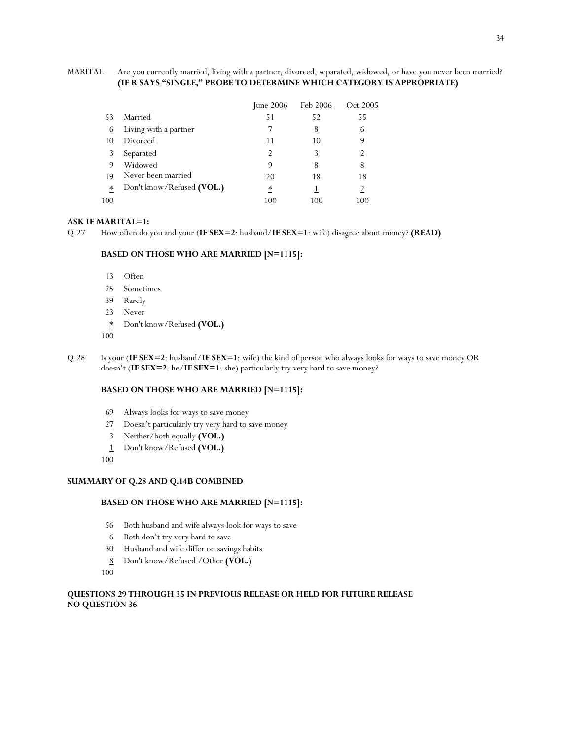MARITAL Are you currently married, living with a partner, divorced, separated, widowed, or have you never been married? **(IF R SAYS "SINGLE," PROBE TO DETERMINE WHICH CATEGORY IS APPROPRIATE)**

| | | June 2006 | Feb 2006 | Oct 2005 |
|---|---|---|---|---|
| 53 | Married | 51 | 52 | 55 |
| 6 | Living with a partner | 7 | 8 | 6 |
| 10 | Divorced | 11 | 10 | 9 |
| 3 | Separated | 2 | 3 | 2 |
| 9 | Widowed | 9 | 8 | 8 |
| 19 | Never been married | 20 | 18 | 18 |
| * | Don't know/Refused **(VOL.)** | * | 1 | 2 |
| 100 | | 100 | 100 | 100 |

**ASK IF MARITAL=1:**

Q.27 How often do you and your (**IF SEX=2**: husband/**IF SEX=1**: wife) disagree about money? **(READ)**

**BASED ON THOSE WHO ARE MARRIED [N=1115]:**

| | |
|---|---|
| 13 | Often |
| 25 | Sometimes |
| 39 | Rarely |
| 23 | Never |
| * | Don't know/Refused **(VOL.)** |
| 100 | |

Q.28 Is your (**IF SEX=2**: husband/**IF SEX=1**: wife) the kind of person who always looks for ways to save money OR doesn't (**IF SEX=2**: he/**IF SEX=1**: she) particularly try very hard to save money?

**BASED ON THOSE WHO ARE MARRIED [N=1115]:**

| | |
|---|---|
| 69 | Always looks for ways to save money |
| 27 | Doesn't particularly try very hard to save money |
| 3 | Neither/both equally **(VOL.)** |
| 1 | Don't know/Refused **(VOL.)** |
| 100 | |

**SUMMARY OF Q.28 AND Q.14B COMBINED**

**BASED ON THOSE WHO ARE MARRIED [N=1115]:**

| | |
|---|---|
| 56 | Both husband and wife always look for ways to save |
| 6 | Both don't try very hard to save |
| 30 | Husband and wife differ on savings habits |
| 8 | Don't know/Refused /Other **(VOL.)** |
| 100 | |

**QUESTIONS 29 THROUGH 35 IN PREVIOUS RELEASE OR HELD FOR FUTURE RELEASE**
**NO QUESTION 36**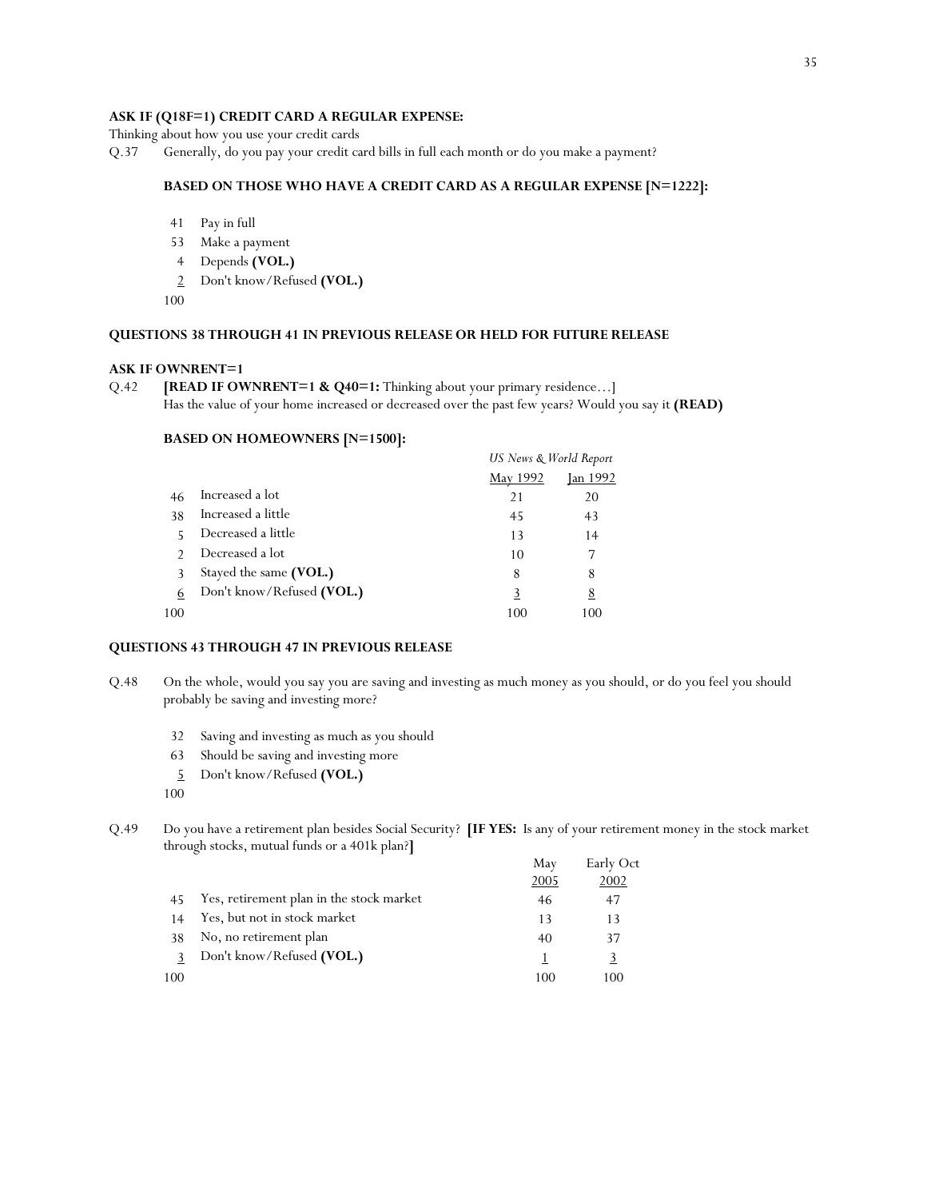**ASK IF (Q18F=1) CREDIT CARD A REGULAR EXPENSE:**

Thinking about how you use your credit cards

Q.37 Generally, do you pay your credit card bills in full each month or do you make a payment?

**BASED ON THOSE WHO HAVE A CREDIT CARD AS A REGULAR EXPENSE [N=1222]:**

| | |
|---|---|
| 41 | Pay in full |
| 53 | Make a payment |
| 4 | Depends **(VOL.)** |
| 2 | Don't know/Refused **(VOL.)** |
| 100 | |

**QUESTIONS 38 THROUGH 41 IN PREVIOUS RELEASE OR HELD FOR FUTURE RELEASE**

**ASK IF OWNRENT=1**

Q.42 **[READ IF OWNRENT=1 & Q40=1:** Thinking about your primary residence…]
Has the value of your home increased or decreased over the past few years? Would you say it **(READ)**

**BASED ON HOMEOWNERS [N=1500]:**

| | | *US News & World Report* | |
|---|---|---|---|
| | | May 1992 | Jan 1992 |
| 46 | Increased a lot | 21 | 20 |
| 38 | Increased a little | 45 | 43 |
| 5 | Decreased a little | 13 | 14 |
| 2 | Decreased a lot | 10 | 7 |
| 3 | Stayed the same **(VOL.)** | 8 | 8 |
| 6 | Don't know/Refused **(VOL.)** | 3 | 8 |
| 100 | | 100 | 100 |

**QUESTIONS 43 THROUGH 47 IN PREVIOUS RELEASE**

Q.48 On the whole, would you say you are saving and investing as much money as you should, or do you feel you should probably be saving and investing more?

| | |
|---|---|
| 32 | Saving and investing as much as you should |
| 63 | Should be saving and investing more |
| 5 | Don't know/Refused **(VOL.)** |
| 100 | |

Q.49 Do you have a retirement plan besides Social Security? **[IF YES:** Is any of your retirement money in the stock market through stocks, mutual funds or a 401k plan?**]**

| | | May 2005 | Early Oct 2002 |
|---|---|---|---|
| 45 | Yes, retirement plan in the stock market | 46 | 47 |
| 14 | Yes, but not in stock market | 13 | 13 |
| 38 | No, no retirement plan | 40 | 37 |
| 3 | Don't know/Refused **(VOL.)** | 1 | 3 |
| 100 | | 100 | 100 |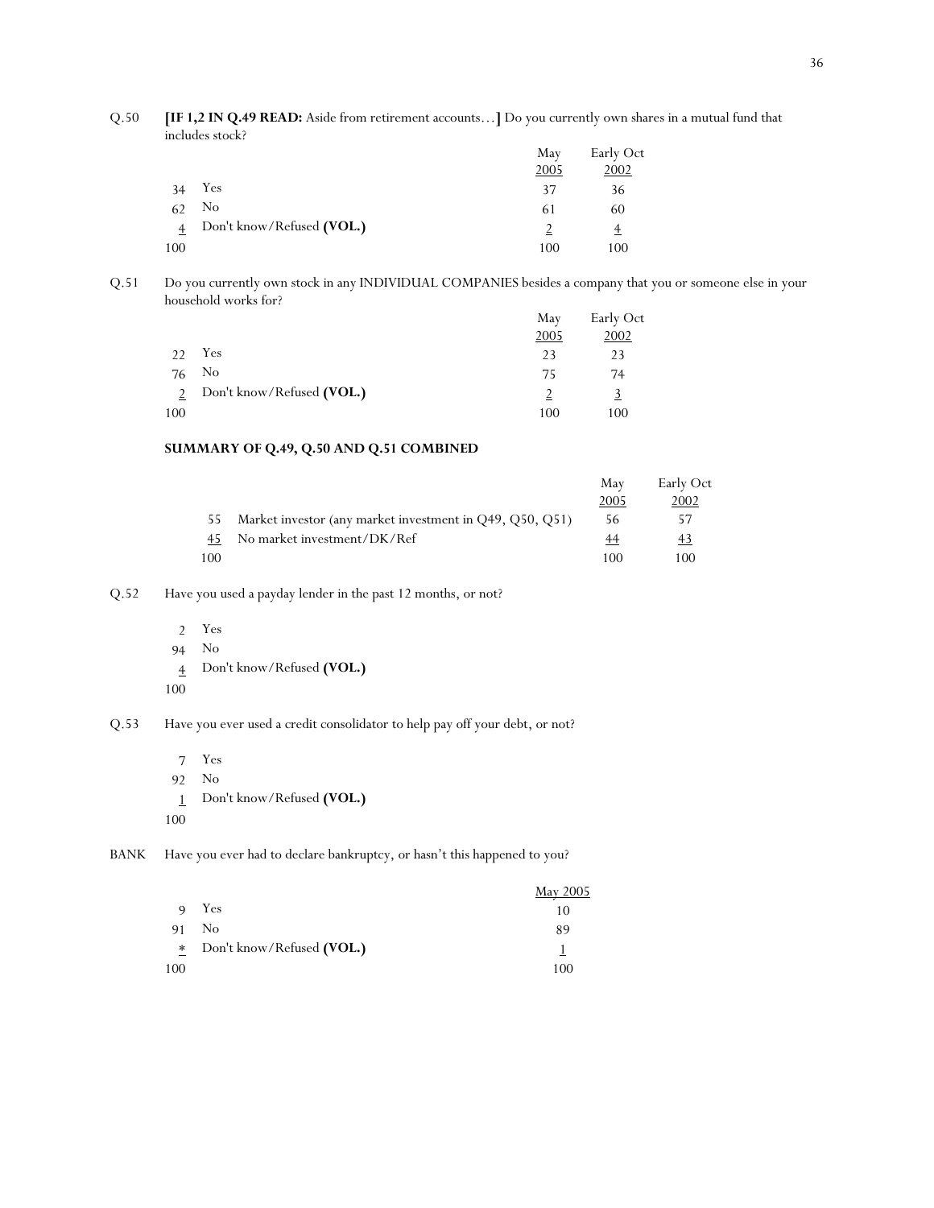Q.50 **[IF 1,2 IN Q.49 READ:** Aside from retirement accounts…**]** Do you currently own shares in a mutual fund that includes stock?

| | | May 2005 | Early Oct 2002 |
|---|---|---|---|
| 34 | Yes | 37 | 36 |
| 62 | No | 61 | 60 |
| 4 | Don't know/Refused **(VOL.)** | 2 | 4 |
| 100 | | 100 | 100 |

Q.51 Do you currently own stock in any INDIVIDUAL COMPANIES besides a company that you or someone else in your household works for?

| | | May 2005 | Early Oct 2002 |
|---|---|---|---|
| 22 | Yes | 23 | 23 |
| 76 | No | 75 | 74 |
| 2 | Don't know/Refused **(VOL.)** | 2 | 3 |
| 100 | | 100 | 100 |

**SUMMARY OF Q.49, Q.50 AND Q.51 COMBINED**

| | | May 2005 | Early Oct 2002 |
|---|---|---|---|
| 55 | Market investor (any market investment in Q49, Q50, Q51) | 56 | 57 |
| 45 | No market investment/DK/Ref | 44 | 43 |
| 100 | | 100 | 100 |

Q.52 Have you used a payday lender in the past 12 months, or not?

| | |
|---|---|
| 2 | Yes |
| 94 | No |
| 4 | Don't know/Refused **(VOL.)** |
| 100 | |

Q.53 Have you ever used a credit consolidator to help pay off your debt, or not?

| | |
|---|---|
| 7 | Yes |
| 92 | No |
| 1 | Don't know/Refused **(VOL.)** |
| 100 | |

BANK Have you ever had to declare bankruptcy, or hasn't this happened to you?

| | | May 2005 |
|---|---|---|
| 9 | Yes | 10 |
| 91 | No | 89 |
| * | Don't know/Refused **(VOL.)** | 1 |
| 100 | | 100 |